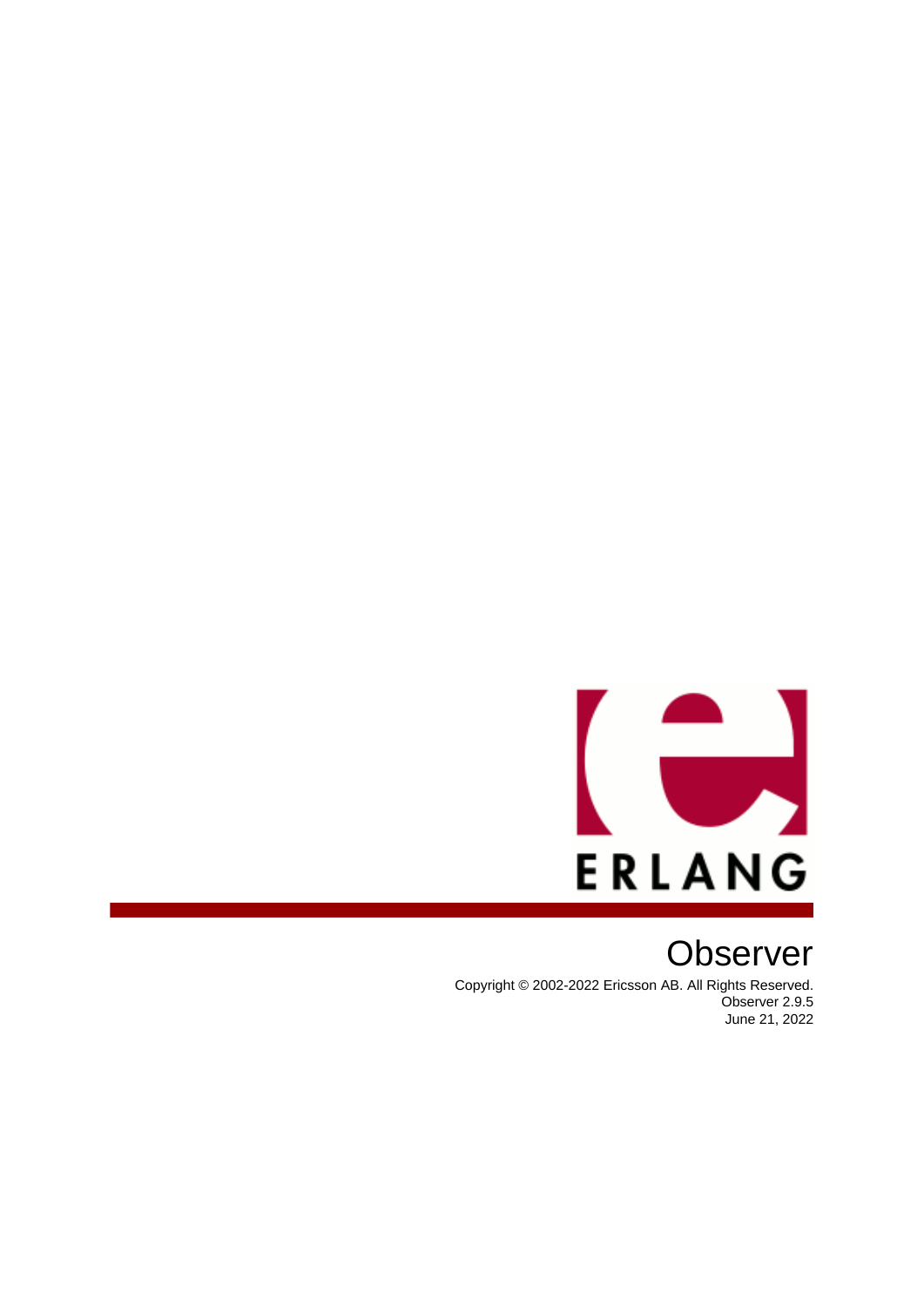# Observer

Copyright © 2002-2022 Ericsson AB. All Rights Reserved.
Observer 2.9.5
June 21, 2022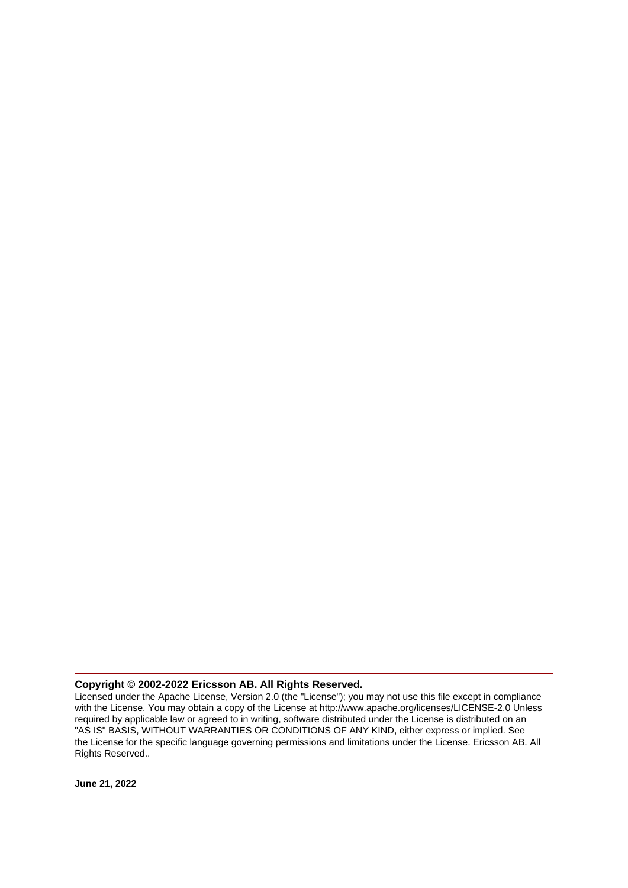**Copyright © 2002-2022 Ericsson AB. All Rights Reserved.**

Licensed under the Apache License, Version 2.0 (the "License"); you may not use this file except in compliance with the License. You may obtain a copy of the License at http://www.apache.org/licenses/LICENSE-2.0 Unless required by applicable law or agreed to in writing, software distributed under the License is distributed on an "AS IS" BASIS, WITHOUT WARRANTIES OR CONDITIONS OF ANY KIND, either express or implied. See the License for the specific language governing permissions and limitations under the License. Ericsson AB. All Rights Reserved..

**June 21, 2022**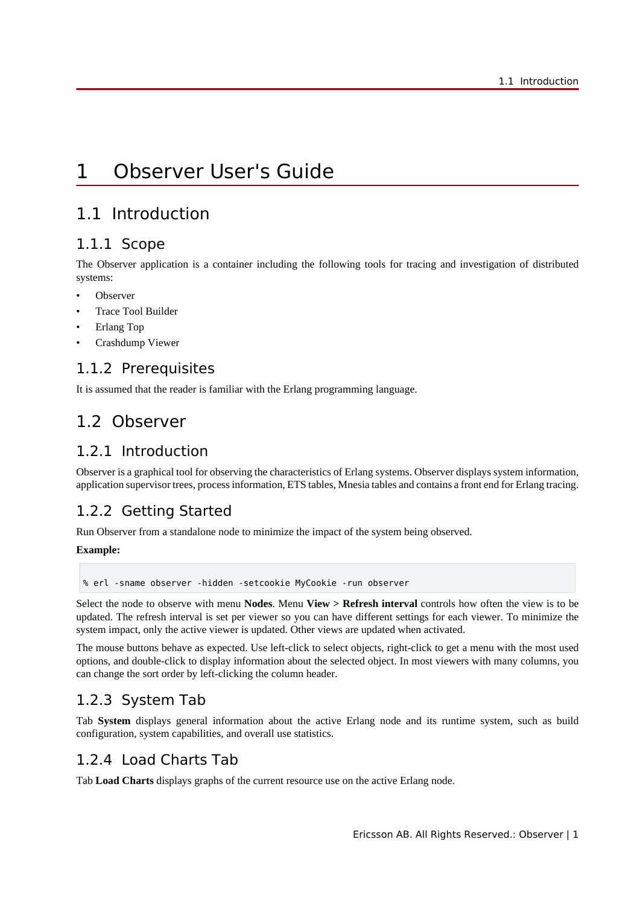# 1 Observer User's Guide

## 1.1 Introduction

### 1.1.1 Scope

The Observer application is a container including the following tools for tracing and investigation of distributed systems:

- Observer
- Trace Tool Builder
- Erlang Top
- Crashdump Viewer

### 1.1.2 Prerequisites

It is assumed that the reader is familiar with the Erlang programming language.

## 1.2 Observer

### 1.2.1 Introduction

Observer is a graphical tool for observing the characteristics of Erlang systems. Observer displays system information, application supervisor trees, process information, ETS tables, Mnesia tables and contains a front end for Erlang tracing.

### 1.2.2 Getting Started

Run Observer from a standalone node to minimize the impact of the system being observed.

**Example:**

```
% erl -sname observer -hidden -setcookie MyCookie -run observer
```

Select the node to observe with menu **Nodes**. Menu **View > Refresh interval** controls how often the view is to be updated. The refresh interval is set per viewer so you can have different settings for each viewer. To minimize the system impact, only the active viewer is updated. Other views are updated when activated.

The mouse buttons behave as expected. Use left-click to select objects, right-click to get a menu with the most used options, and double-click to display information about the selected object. In most viewers with many columns, you can change the sort order by left-clicking the column header.

### 1.2.3 System Tab

Tab **System** displays general information about the active Erlang node and its runtime system, such as build configuration, system capabilities, and overall use statistics.

### 1.2.4 Load Charts Tab

Tab **Load Charts** displays graphs of the current resource use on the active Erlang node.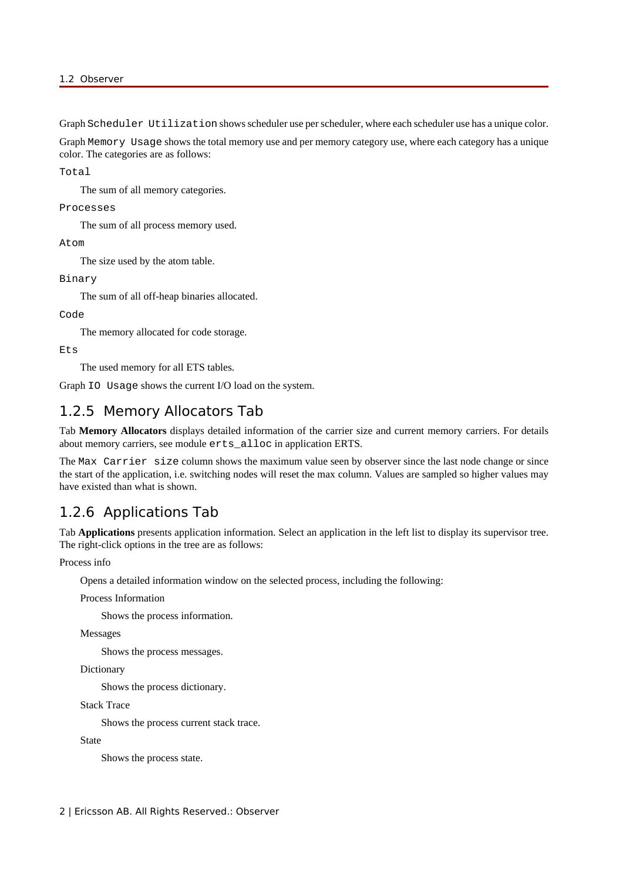Graph `Scheduler Utilization` shows scheduler use per scheduler, where each scheduler use has a unique color.

Graph `Memory Usage` shows the total memory use and per memory category use, where each category has a unique color. The categories are as follows:

`Total`

The sum of all memory categories.

`Processes`

The sum of all process memory used.

`Atom`

The size used by the atom table.

`Binary`

The sum of all off-heap binaries allocated.

`Code`

The memory allocated for code storage.

`Ets`

The used memory for all ETS tables.

Graph `IO Usage` shows the current I/O load on the system.

## 1.2.5 Memory Allocators Tab

Tab **Memory Allocators** displays detailed information of the carrier size and current memory carriers. For details about memory carriers, see module `erts_alloc` in application ERTS.

The `Max Carrier size` column shows the maximum value seen by observer since the last node change or since the start of the application, i.e. switching nodes will reset the max column. Values are sampled so higher values may have existed than what is shown.

## 1.2.6 Applications Tab

Tab **Applications** presents application information. Select an application in the left list to display its supervisor tree. The right-click options in the tree are as follows:

Process info

Opens a detailed information window on the selected process, including the following:

Process Information

Shows the process information.

Messages

Shows the process messages.

Dictionary

Shows the process dictionary.

Stack Trace

Shows the process current stack trace.

State

Shows the process state.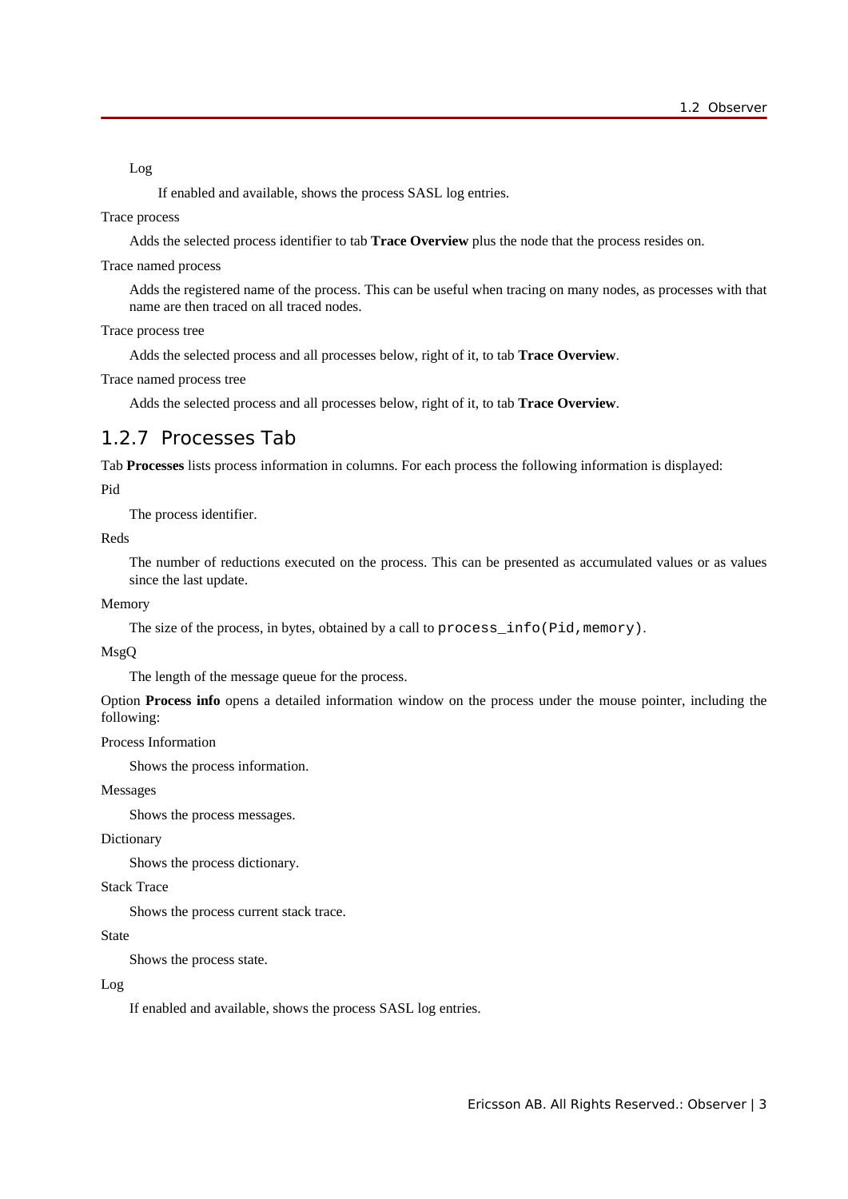Log

If enabled and available, shows the process SASL log entries.

Trace process

Adds the selected process identifier to tab **Trace Overview** plus the node that the process resides on.

Trace named process

Adds the registered name of the process. This can be useful when tracing on many nodes, as processes with that name are then traced on all traced nodes.

Trace process tree

Adds the selected process and all processes below, right of it, to tab **Trace Overview**.

Trace named process tree

Adds the selected process and all processes below, right of it, to tab **Trace Overview**.

## 1.2.7 Processes Tab

Tab **Processes** lists process information in columns. For each process the following information is displayed:

Pid

The process identifier.

Reds

The number of reductions executed on the process. This can be presented as accumulated values or as values since the last update.

Memory

The size of the process, in bytes, obtained by a call to `process_info(Pid,memory)`.

MsgQ

The length of the message queue for the process.

Option **Process info** opens a detailed information window on the process under the mouse pointer, including the following:

Process Information

Shows the process information.

Messages

Shows the process messages.

Dictionary

Shows the process dictionary.

Stack Trace

Shows the process current stack trace.

State

Shows the process state.

Log

If enabled and available, shows the process SASL log entries.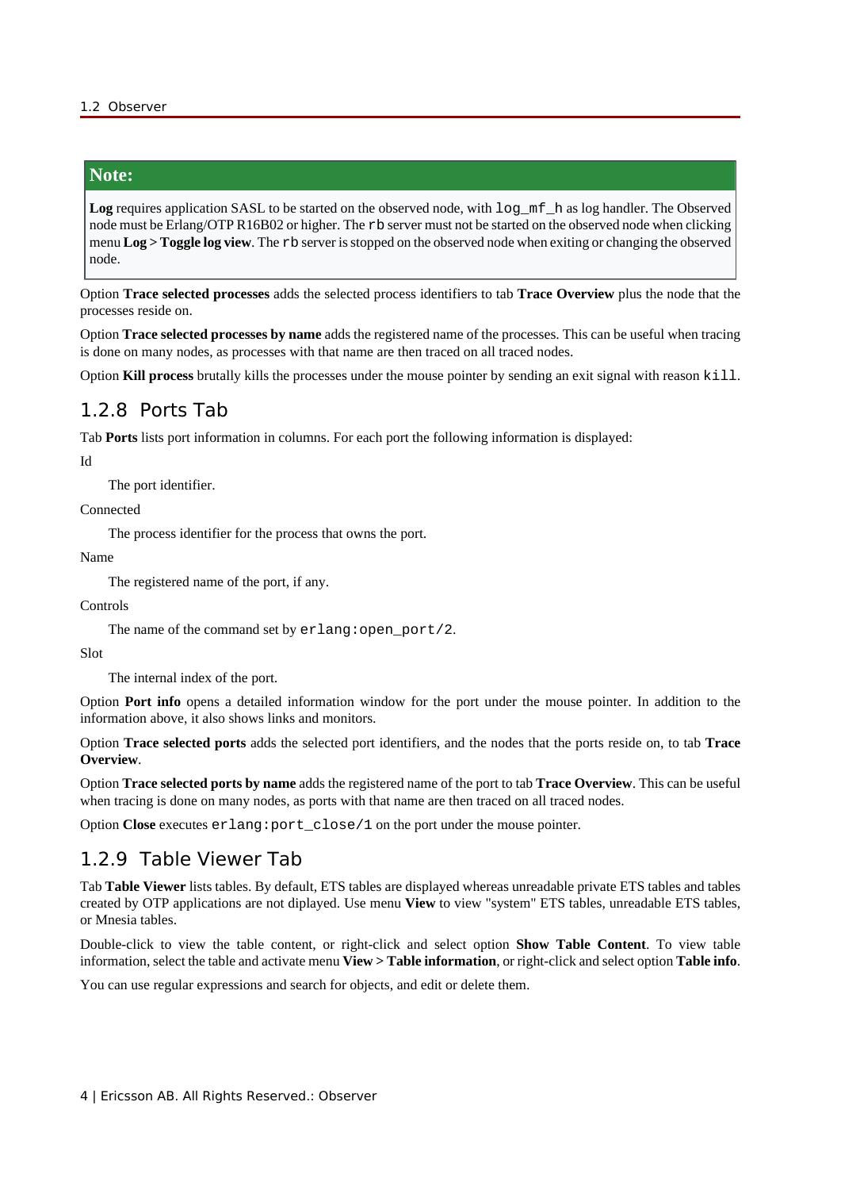> **Note:**
>
> **Log** requires application SASL to be started on the observed node, with `log_mf_h` as log handler. The Observed node must be Erlang/OTP R16B02 or higher. The `rb` server must not be started on the observed node when clicking menu **Log > Toggle log view**. The `rb` server is stopped on the observed node when exiting or changing the observed node.

Option **Trace selected processes** adds the selected process identifiers to tab **Trace Overview** plus the node that the processes reside on.

Option **Trace selected processes by name** adds the registered name of the processes. This can be useful when tracing is done on many nodes, as processes with that name are then traced on all traced nodes.

Option **Kill process** brutally kills the processes under the mouse pointer by sending an exit signal with reason `kill`.

## 1.2.8 Ports Tab

Tab **Ports** lists port information in columns. For each port the following information is displayed:

Id

  The port identifier.

Connected

  The process identifier for the process that owns the port.

Name

  The registered name of the port, if any.

Controls

  The name of the command set by `erlang:open_port/2`.

Slot

  The internal index of the port.

Option **Port info** opens a detailed information window for the port under the mouse pointer. In addition to the information above, it also shows links and monitors.

Option **Trace selected ports** adds the selected port identifiers, and the nodes that the ports reside on, to tab **Trace Overview**.

Option **Trace selected ports by name** adds the registered name of the port to tab **Trace Overview**. This can be useful when tracing is done on many nodes, as ports with that name are then traced on all traced nodes.

Option **Close** executes `erlang:port_close/1` on the port under the mouse pointer.

## 1.2.9 Table Viewer Tab

Tab **Table Viewer** lists tables. By default, ETS tables are displayed whereas unreadable private ETS tables and tables created by OTP applications are not diplayed. Use menu **View** to view "system" ETS tables, unreadable ETS tables, or Mnesia tables.

Double-click to view the table content, or right-click and select option **Show Table Content**. To view table information, select the table and activate menu **View > Table information**, or right-click and select option **Table info**.

You can use regular expressions and search for objects, and edit or delete them.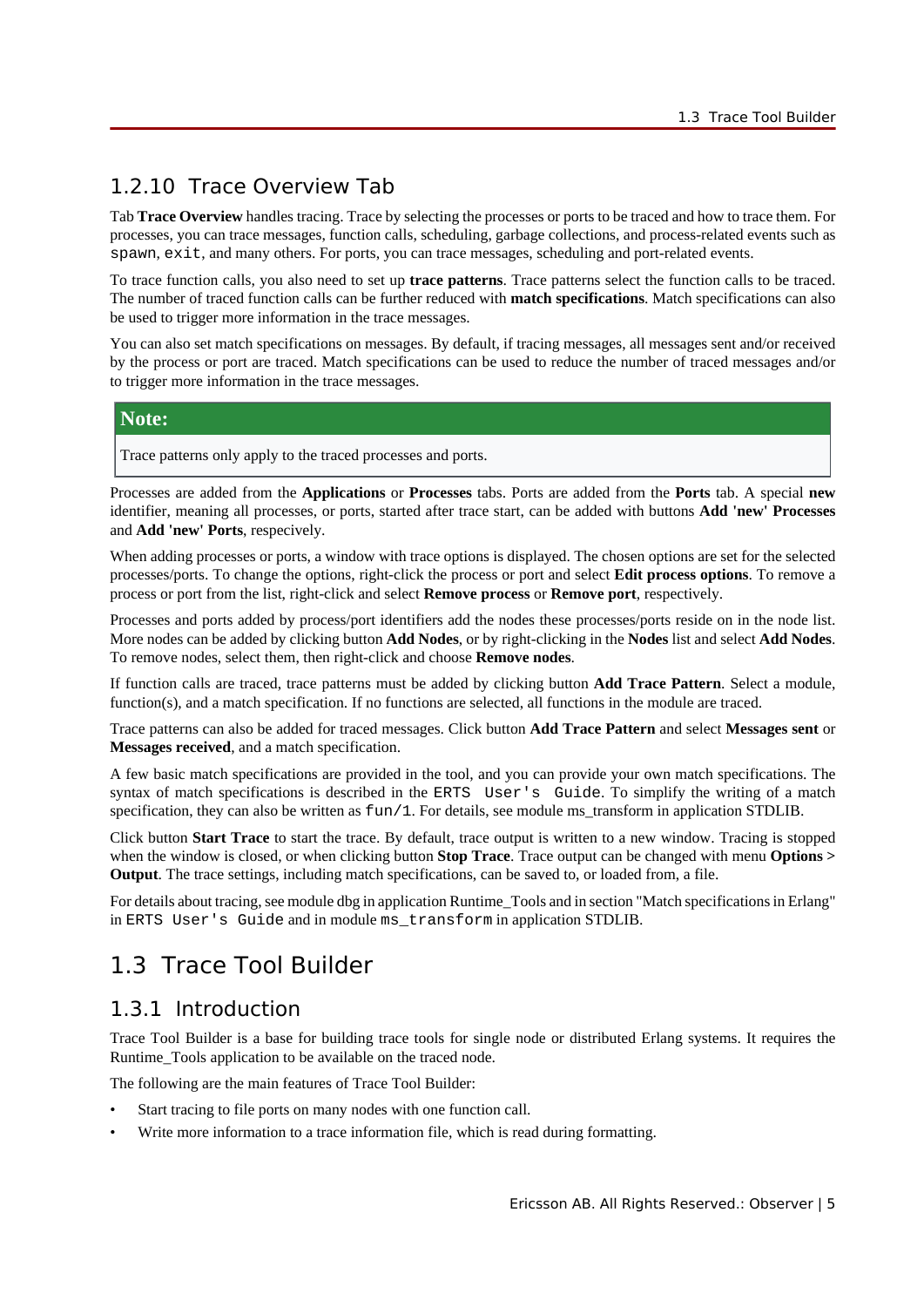## 1.2.10 Trace Overview Tab

Tab **Trace Overview** handles tracing. Trace by selecting the processes or ports to be traced and how to trace them. For processes, you can trace messages, function calls, scheduling, garbage collections, and process-related events such as `spawn`, `exit`, and many others. For ports, you can trace messages, scheduling and port-related events.

To trace function calls, you also need to set up **trace patterns**. Trace patterns select the function calls to be traced. The number of traced function calls can be further reduced with **match specifications**. Match specifications can also be used to trigger more information in the trace messages.

You can also set match specifications on messages. By default, if tracing messages, all messages sent and/or received by the process or port are traced. Match specifications can be used to reduce the number of traced messages and/or to trigger more information in the trace messages.

> **Note:**
>
> Trace patterns only apply to the traced processes and ports.

Processes are added from the **Applications** or **Processes** tabs. Ports are added from the **Ports** tab. A special **new** identifier, meaning all processes, or ports, started after trace start, can be added with buttons **Add 'new' Processes** and **Add 'new' Ports**, respecively.

When adding processes or ports, a window with trace options is displayed. The chosen options are set for the selected processes/ports. To change the options, right-click the process or port and select **Edit process options**. To remove a process or port from the list, right-click and select **Remove process** or **Remove port**, respectively.

Processes and ports added by process/port identifiers add the nodes these processes/ports reside on in the node list. More nodes can be added by clicking button **Add Nodes**, or by right-clicking in the **Nodes** list and select **Add Nodes**. To remove nodes, select them, then right-click and choose **Remove nodes**.

If function calls are traced, trace patterns must be added by clicking button **Add Trace Pattern**. Select a module, function(s), and a match specification. If no functions are selected, all functions in the module are traced.

Trace patterns can also be added for traced messages. Click button **Add Trace Pattern** and select **Messages sent** or **Messages received**, and a match specification.

A few basic match specifications are provided in the tool, and you can provide your own match specifications. The syntax of match specifications is described in the `ERTS User's Guide`. To simplify the writing of a match specification, they can also be written as `fun/1`. For details, see module ms_transform in application STDLIB.

Click button **Start Trace** to start the trace. By default, trace output is written to a new window. Tracing is stopped when the window is closed, or when clicking button **Stop Trace**. Trace output can be changed with menu **Options > Output**. The trace settings, including match specifications, can be saved to, or loaded from, a file.

For details about tracing, see module dbg in application Runtime_Tools and in section "Match specifications in Erlang" in `ERTS User's Guide` and in module `ms_transform` in application STDLIB.

# 1.3 Trace Tool Builder

## 1.3.1 Introduction

Trace Tool Builder is a base for building trace tools for single node or distributed Erlang systems. It requires the Runtime_Tools application to be available on the traced node.

The following are the main features of Trace Tool Builder:

- Start tracing to file ports on many nodes with one function call.
- Write more information to a trace information file, which is read during formatting.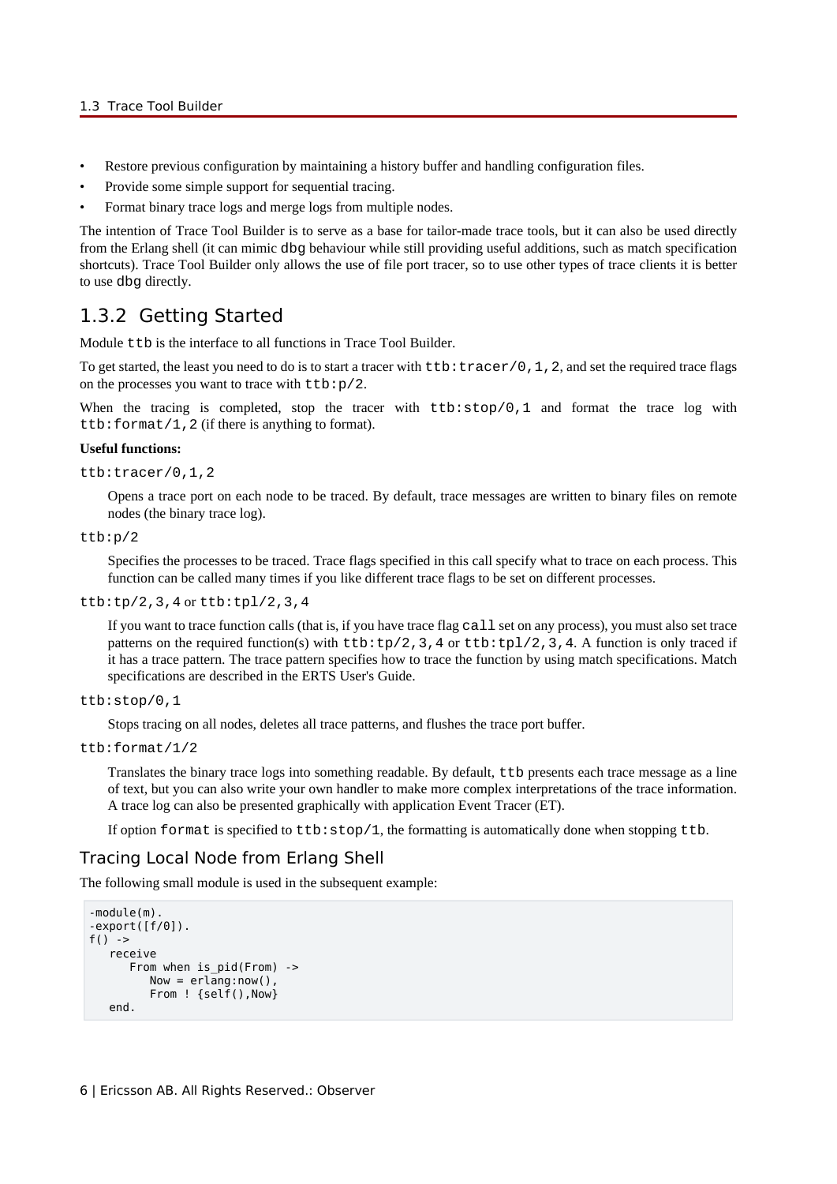- Restore previous configuration by maintaining a history buffer and handling configuration files.
- Provide some simple support for sequential tracing.
- Format binary trace logs and merge logs from multiple nodes.

The intention of Trace Tool Builder is to serve as a base for tailor-made trace tools, but it can also be used directly from the Erlang shell (it can mimic `dbg` behaviour while still providing useful additions, such as match specification shortcuts). Trace Tool Builder only allows the use of file port tracer, so to use other types of trace clients it is better to use `dbg` directly.

## 1.3.2 Getting Started

Module `ttb` is the interface to all functions in Trace Tool Builder.

To get started, the least you need to do is to start a tracer with `ttb:tracer/0,1,2`, and set the required trace flags on the processes you want to trace with `ttb:p/2`.

When the tracing is completed, stop the tracer with `ttb:stop/0,1` and format the trace log with `ttb:format/1,2` (if there is anything to format).

**Useful functions:**

`ttb:tracer/0,1,2`

Opens a trace port on each node to be traced. By default, trace messages are written to binary files on remote nodes (the binary trace log).

`ttb:p/2`

Specifies the processes to be traced. Trace flags specified in this call specify what to trace on each process. This function can be called many times if you like different trace flags to be set on different processes.

`ttb:tp/2,3,4` or `ttb:tpl/2,3,4`

If you want to trace function calls (that is, if you have trace flag `call` set on any process), you must also set trace patterns on the required function(s) with `ttb:tp/2,3,4` or `ttb:tpl/2,3,4`. A function is only traced if it has a trace pattern. The trace pattern specifies how to trace the function by using match specifications. Match specifications are described in the ERTS User's Guide.

`ttb:stop/0,1`

Stops tracing on all nodes, deletes all trace patterns, and flushes the trace port buffer.

`ttb:format/1/2`

Translates the binary trace logs into something readable. By default, `ttb` presents each trace message as a line of text, but you can also write your own handler to make more complex interpretations of the trace information. A trace log can also be presented graphically with application Event Tracer (ET).

If option `format` is specified to `ttb:stop/1`, the formatting is automatically done when stopping `ttb`.

### Tracing Local Node from Erlang Shell

The following small module is used in the subsequent example:

```
-module(m).
-export([f/0]).
f() ->
   receive
      From when is_pid(From) ->
         Now = erlang:now(),
         From ! {self(),Now}
   end.
```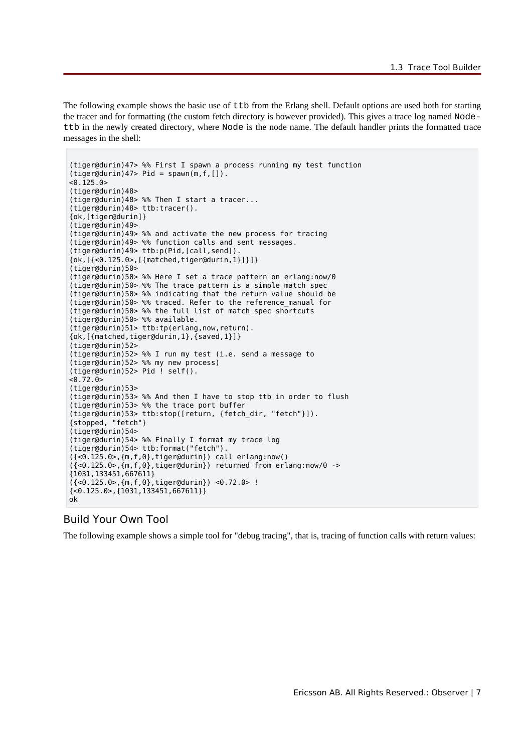The following example shows the basic use of `ttb` from the Erlang shell. Default options are used both for starting the tracer and for formatting (the custom fetch directory is however provided). This gives a trace log named `Node-ttb` in the newly created directory, where `Node` is the node name. The default handler prints the formatted trace messages in the shell:

```
(tiger@durin)47> %% First I spawn a process running my test function
(tiger@durin)47> Pid = spawn(m,f,[]).
<0.125.0>
(tiger@durin)48>
(tiger@durin)48> %% Then I start a tracer...
(tiger@durin)48> ttb:tracer().
{ok,[tiger@durin]}
(tiger@durin)49>
(tiger@durin)49> %% and activate the new process for tracing
(tiger@durin)49> %% function calls and sent messages.
(tiger@durin)49> ttb:p(Pid,[call,send]).
{ok,[{<0.125.0>,[{matched,tiger@durin,1}]}]}
(tiger@durin)50>
(tiger@durin)50> %% Here I set a trace pattern on erlang:now/0
(tiger@durin)50> %% The trace pattern is a simple match spec
(tiger@durin)50> %% indicating that the return value should be
(tiger@durin)50> %% traced. Refer to the reference_manual for
(tiger@durin)50> %% the full list of match spec shortcuts
(tiger@durin)50> %% available.
(tiger@durin)51> ttb:tp(erlang,now,return).
{ok,[{matched,tiger@durin,1},{saved,1}]}
(tiger@durin)52>
(tiger@durin)52> %% I run my test (i.e. send a message to
(tiger@durin)52> %% my new process)
(tiger@durin)52> Pid ! self().
<0.72.0>
(tiger@durin)53>
(tiger@durin)53> %% And then I have to stop ttb in order to flush
(tiger@durin)53> %% the trace port buffer
(tiger@durin)53> ttb:stop([return, {fetch_dir, "fetch"}]).
{stopped, "fetch"}
(tiger@durin)54>
(tiger@durin)54> %% Finally I format my trace log
(tiger@durin)54> ttb:format("fetch").
({<0.125.0>,{m,f,0},tiger@durin}) call erlang:now()
({<0.125.0>,{m,f,0},tiger@durin}) returned from erlang:now/0 ->
{1031,133451,667611}
({<0.125.0>,{m,f,0},tiger@durin}) <0.72.0> !
{<0.125.0>,{1031,133451,667611}}
ok
```

## Build Your Own Tool

The following example shows a simple tool for "debug tracing", that is, tracing of function calls with return values: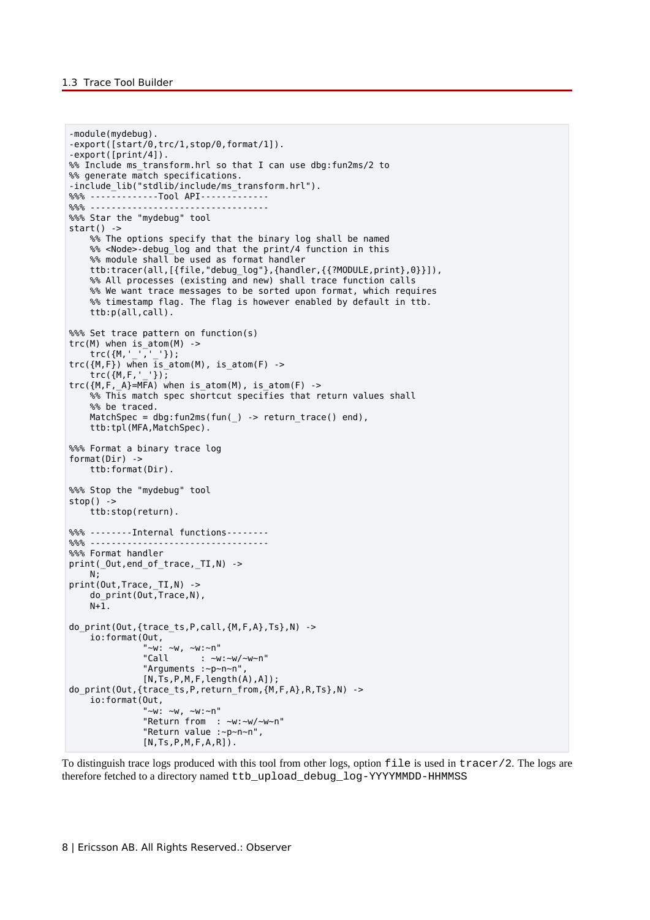```
-module(mydebug).
-export([start/0,trc/1,stop/0,format/1]).
-export([print/4]).
%% Include ms_transform.hrl so that I can use dbg:fun2ms/2 to
%% generate match specifications.
-include_lib("stdlib/include/ms_transform.hrl").
%%% -------------Tool API-------------
%%% ---------------------------------
%%% Star the "mydebug" tool
start() ->
    %% The options specify that the binary log shall be named
    %% <Node>-debug_log and that the print/4 function in this
    %% module shall be used as format handler
    ttb:tracer(all,[{file,"debug_log"},{handler,{{?MODULE,print},0}}]),
    %% All processes (existing and new) shall trace function calls
    %% We want trace messages to be sorted upon format, which requires
    %% timestamp flag. The flag is however enabled by default in ttb.
    ttb:p(all,call).

%%% Set trace pattern on function(s)
trc(M) when is_atom(M) ->
    trc({M,'_','_'});
trc({M,F}) when is_atom(M), is_atom(F) ->
    trc({M,F,'_'});
trc({M,F,_A}=MFA) when is_atom(M), is_atom(F) ->
    %% This match spec shortcut specifies that return values shall
    %% be traced.
    MatchSpec = dbg:fun2ms(fun(_) -> return_trace() end),
    ttb:tpl(MFA,MatchSpec).

%%% Format a binary trace log
format(Dir) ->
    ttb:format(Dir).

%%% Stop the "mydebug" tool
stop() ->
    ttb:stop(return).

%%% --------Internal functions--------
%%% ---------------------------------
%%% Format handler
print(_Out,end_of_trace,_TI,N) ->
    N;
print(Out,Trace,_TI,N) ->
    do_print(Out,Trace,N),
    N+1.

do_print(Out,{trace_ts,P,call,{M,F,A},Ts},N) ->
    io:format(Out,
              "~w: ~w, ~w:~n"
              "Call      : ~w:~w/~w~n"
              "Arguments :~p~n~n",
              [N,Ts,P,M,F,length(A),A]);
do_print(Out,{trace_ts,P,return_from,{M,F,A},R,Ts},N) ->
    io:format(Out,
              "~w: ~w, ~w:~n"
              "Return from  : ~w:~w/~w~n"
              "Return value :~p~n~n",
              [N,Ts,P,M,F,A,R]).
```

To distinguish trace logs produced with this tool from other logs, option `file` is used in `tracer/2`. The logs are therefore fetched to a directory named `ttb_upload_debug_log-YYYYMMDD-HHMMSS`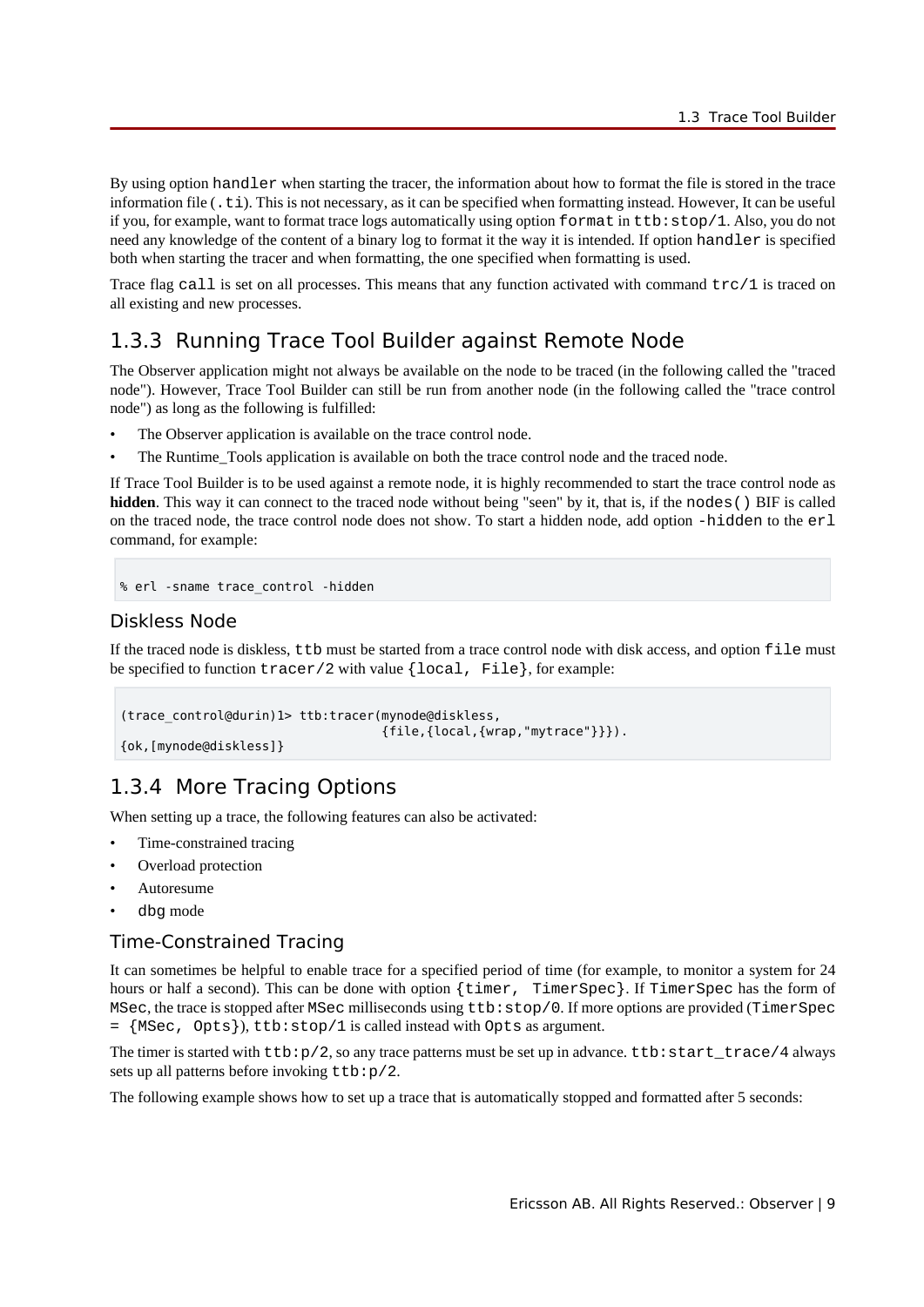By using option `handler` when starting the tracer, the information about how to format the file is stored in the trace information file (`.ti`). This is not necessary, as it can be specified when formatting instead. However, It can be useful if you, for example, want to format trace logs automatically using option `format` in `ttb:stop/1`. Also, you do not need any knowledge of the content of a binary log to format it the way it is intended. If option `handler` is specified both when starting the tracer and when formatting, the one specified when formatting is used.

Trace flag `call` is set on all processes. This means that any function activated with command `trc/1` is traced on all existing and new processes.

## 1.3.3 Running Trace Tool Builder against Remote Node

The Observer application might not always be available on the node to be traced (in the following called the "traced node"). However, Trace Tool Builder can still be run from another node (in the following called the "trace control node") as long as the following is fulfilled:

- The Observer application is available on the trace control node.
- The Runtime_Tools application is available on both the trace control node and the traced node.

If Trace Tool Builder is to be used against a remote node, it is highly recommended to start the trace control node as **hidden**. This way it can connect to the traced node without being "seen" by it, that is, if the `nodes()` BIF is called on the traced node, the trace control node does not show. To start a hidden node, add option `-hidden` to the `erl` command, for example:

```
% erl -sname trace_control -hidden
```

### Diskless Node

If the traced node is diskless, `ttb` must be started from a trace control node with disk access, and option `file` must be specified to function `tracer/2` with value `{local, File}`, for example:

```
(trace_control@durin)1> ttb:tracer(mynode@diskless,
                                   {file,{local,{wrap,"mytrace"}}}).
{ok,[mynode@diskless]}
```

## 1.3.4 More Tracing Options

When setting up a trace, the following features can also be activated:

- Time-constrained tracing
- Overload protection
- Autoresume
- `dbg` mode

### Time-Constrained Tracing

It can sometimes be helpful to enable trace for a specified period of time (for example, to monitor a system for 24 hours or half a second). This can be done with option `{timer, TimerSpec}`. If `TimerSpec` has the form of `MSec`, the trace is stopped after `MSec` milliseconds using `ttb:stop/0`. If more options are provided (`TimerSpec = {MSec, Opts}`), `ttb:stop/1` is called instead with `Opts` as argument.

The timer is started with `ttb:p/2`, so any trace patterns must be set up in advance. `ttb:start_trace/4` always sets up all patterns before invoking `ttb:p/2`.

The following example shows how to set up a trace that is automatically stopped and formatted after 5 seconds: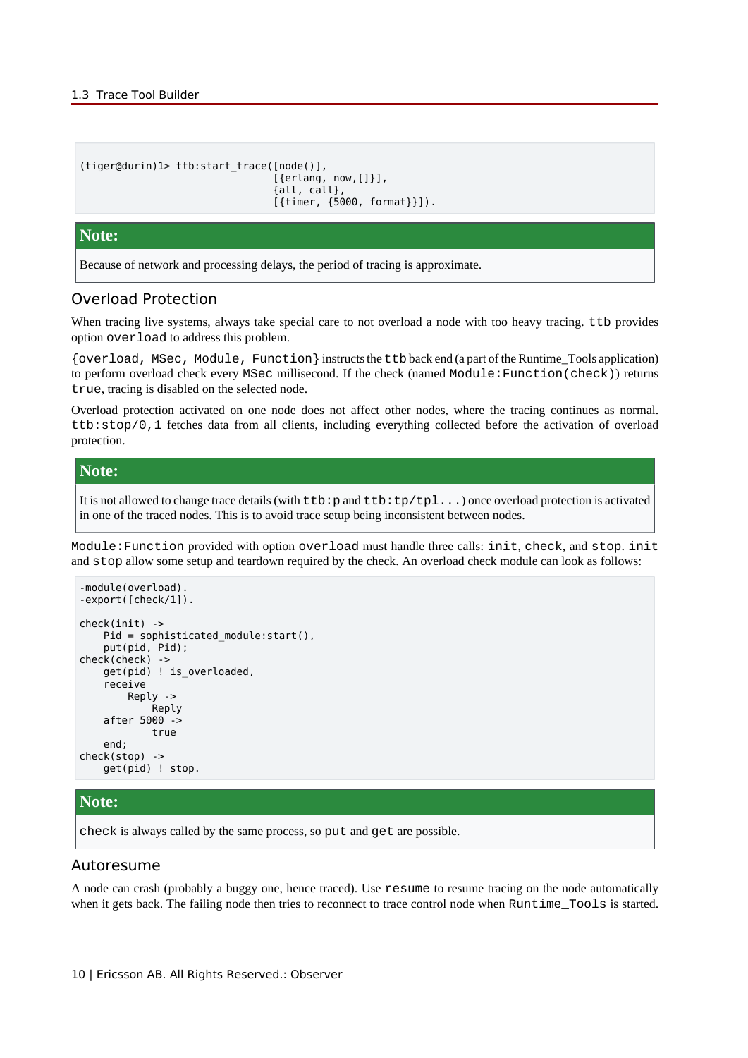```
(tiger@durin)1> ttb:start_trace([node()],
                                [{erlang, now,[]}],
                                {all, call},
                                [{timer, {5000, format}}]).
```

**Note:**

Because of network and processing delays, the period of tracing is approximate.

### Overload Protection

When tracing live systems, always take special care to not overload a node with too heavy tracing. `ttb` provides option `overload` to address this problem.

`{overload, MSec, Module, Function}` instructs the `ttb` back end (a part of the Runtime_Tools application) to perform overload check every `MSec` millisecond. If the check (named `Module:Function(check)`) returns `true`, tracing is disabled on the selected node.

Overload protection activated on one node does not affect other nodes, where the tracing continues as normal. `ttb:stop/0,1` fetches data from all clients, including everything collected before the activation of overload protection.

**Note:**

It is not allowed to change trace details (with `ttb:p` and `ttb:tp/tpl...`) once overload protection is activated in one of the traced nodes. This is to avoid trace setup being inconsistent between nodes.

`Module:Function` provided with option `overload` must handle three calls: `init`, `check`, and `stop`. `init` and `stop` allow some setup and teardown required by the check. An overload check module can look as follows:

```
-module(overload).
-export([check/1]).

check(init) ->
    Pid = sophisticated_module:start(),
    put(pid, Pid);
check(check) ->
    get(pid) ! is_overloaded,
    receive
        Reply ->
            Reply
    after 5000 ->
            true
    end;
check(stop) ->
    get(pid) ! stop.
```

**Note:**

`check` is always called by the same process, so `put` and `get` are possible.

### Autoresume

A node can crash (probably a buggy one, hence traced). Use `resume` to resume tracing on the node automatically when it gets back. The failing node then tries to reconnect to trace control node when `Runtime_Tools` is started.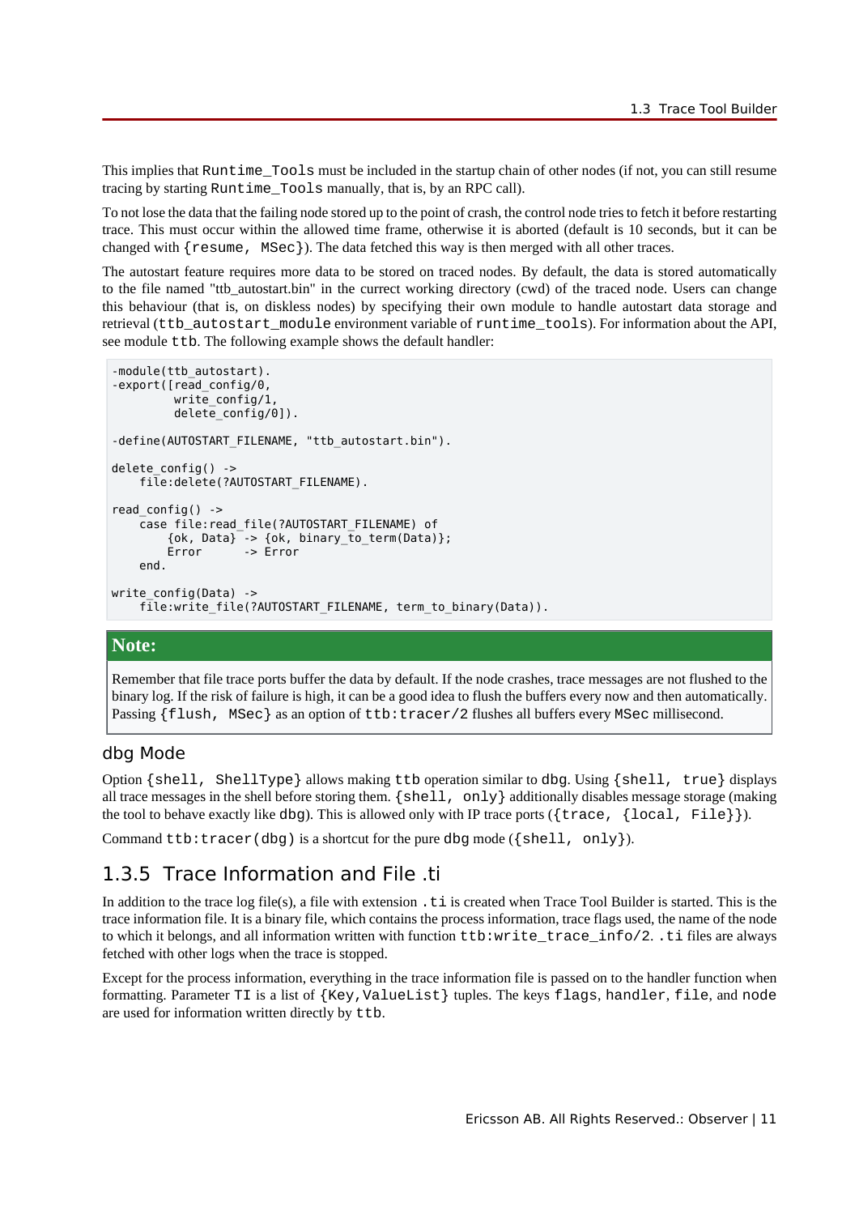This implies that `Runtime_Tools` must be included in the startup chain of other nodes (if not, you can still resume tracing by starting `Runtime_Tools` manually, that is, by an RPC call).

To not lose the data that the failing node stored up to the point of crash, the control node tries to fetch it before restarting trace. This must occur within the allowed time frame, otherwise it is aborted (default is 10 seconds, but it can be changed with `{resume, MSec}`). The data fetched this way is then merged with all other traces.

The autostart feature requires more data to be stored on traced nodes. By default, the data is stored automatically to the file named "ttb_autostart.bin" in the currect working directory (cwd) of the traced node. Users can change this behaviour (that is, on diskless nodes) by specifying their own module to handle autostart data storage and retrieval (`ttb_autostart_module` environment variable of `runtime_tools`). For information about the API, see module `ttb`. The following example shows the default handler:

```
-module(ttb_autostart).
-export([read_config/0,
         write_config/1,
         delete_config/0]).

-define(AUTOSTART_FILENAME, "ttb_autostart.bin").

delete_config() ->
    file:delete(?AUTOSTART_FILENAME).

read_config() ->
    case file:read_file(?AUTOSTART_FILENAME) of
        {ok, Data} -> {ok, binary_to_term(Data)};
        Error      -> Error
    end.

write_config(Data) ->
    file:write_file(?AUTOSTART_FILENAME, term_to_binary(Data)).
```

**Note:**

Remember that file trace ports buffer the data by default. If the node crashes, trace messages are not flushed to the binary log. If the risk of failure is high, it can be a good idea to flush the buffers every now and then automatically. Passing `{flush, MSec}` as an option of `ttb:tracer/2` flushes all buffers every `MSec` millisecond.

### dbg Mode

Option `{shell, ShellType}` allows making `ttb` operation similar to `dbg`. Using `{shell, true}` displays all trace messages in the shell before storing them. `{shell, only}` additionally disables message storage (making the tool to behave exactly like `dbg`). This is allowed only with IP trace ports (`{trace, {local, File}}`).

Command `ttb:tracer(dbg)` is a shortcut for the pure `dbg` mode (`{shell, only}`).

## 1.3.5 Trace Information and File .ti

In addition to the trace log file(s), a file with extension `.ti` is created when Trace Tool Builder is started. This is the trace information file. It is a binary file, which contains the process information, trace flags used, the name of the node to which it belongs, and all information written with function `ttb:write_trace_info/2`. `.ti` files are always fetched with other logs when the trace is stopped.

Except for the process information, everything in the trace information file is passed on to the handler function when formatting. Parameter `TI` is a list of `{Key,ValueList}` tuples. The keys `flags`, `handler`, `file`, and `node` are used for information written directly by `ttb`.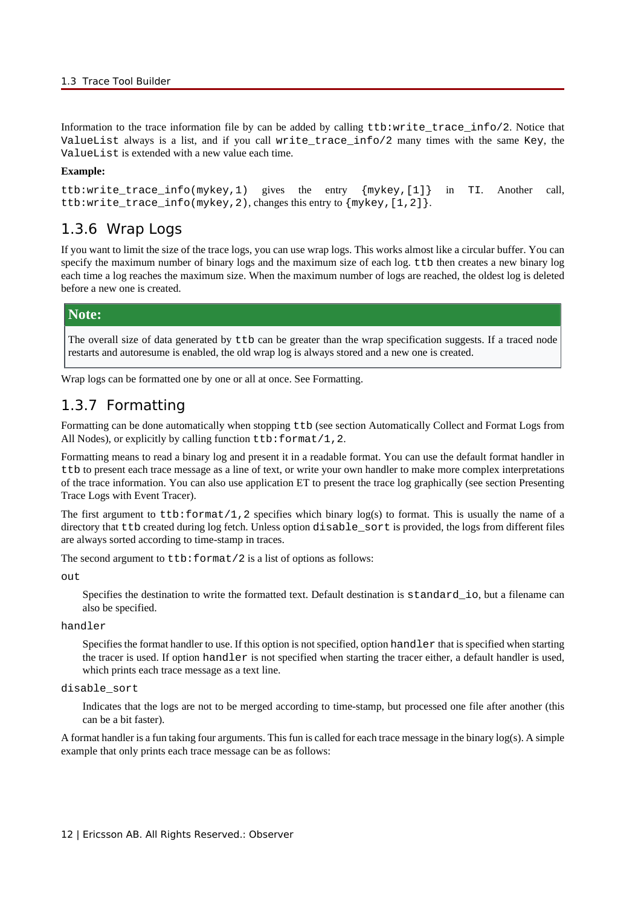Information to the trace information file by can be added by calling `ttb:write_trace_info/2`. Notice that `ValueList` always is a list, and if you call `write_trace_info/2` many times with the same `Key`, the `ValueList` is extended with a new value each time.

**Example:**

`ttb:write_trace_info(mykey,1)` gives the entry `{mykey,[1]}` in `TI`. Another call, `ttb:write_trace_info(mykey,2)`, changes this entry to `{mykey,[1,2]}`.

## 1.3.6 Wrap Logs

If you want to limit the size of the trace logs, you can use wrap logs. This works almost like a circular buffer. You can specify the maximum number of binary logs and the maximum size of each log. `ttb` then creates a new binary log each time a log reaches the maximum size. When the maximum number of logs are reached, the oldest log is deleted before a new one is created.

> **Note:**
>
> The overall size of data generated by `ttb` can be greater than the wrap specification suggests. If a traced node restarts and autoresume is enabled, the old wrap log is always stored and a new one is created.

Wrap logs can be formatted one by one or all at once. See Formatting.

## 1.3.7 Formatting

Formatting can be done automatically when stopping `ttb` (see section Automatically Collect and Format Logs from All Nodes), or explicitly by calling function `ttb:format/1,2`.

Formatting means to read a binary log and present it in a readable format. You can use the default format handler in `ttb` to present each trace message as a line of text, or write your own handler to make more complex interpretations of the trace information. You can also use application ET to present the trace log graphically (see section Presenting Trace Logs with Event Tracer).

The first argument to `ttb:format/1,2` specifies which binary log(s) to format. This is usually the name of a directory that `ttb` created during log fetch. Unless option `disable_sort` is provided, the logs from different files are always sorted according to time-stamp in traces.

The second argument to `ttb:format/2` is a list of options as follows:

`out`

Specifies the destination to write the formatted text. Default destination is `standard_io`, but a filename can also be specified.

`handler`

Specifies the format handler to use. If this option is not specified, option `handler` that is specified when starting the tracer is used. If option `handler` is not specified when starting the tracer either, a default handler is used, which prints each trace message as a text line.

`disable_sort`

Indicates that the logs are not to be merged according to time-stamp, but processed one file after another (this can be a bit faster).

A format handler is a fun taking four arguments. This fun is called for each trace message in the binary log(s). A simple example that only prints each trace message can be as follows: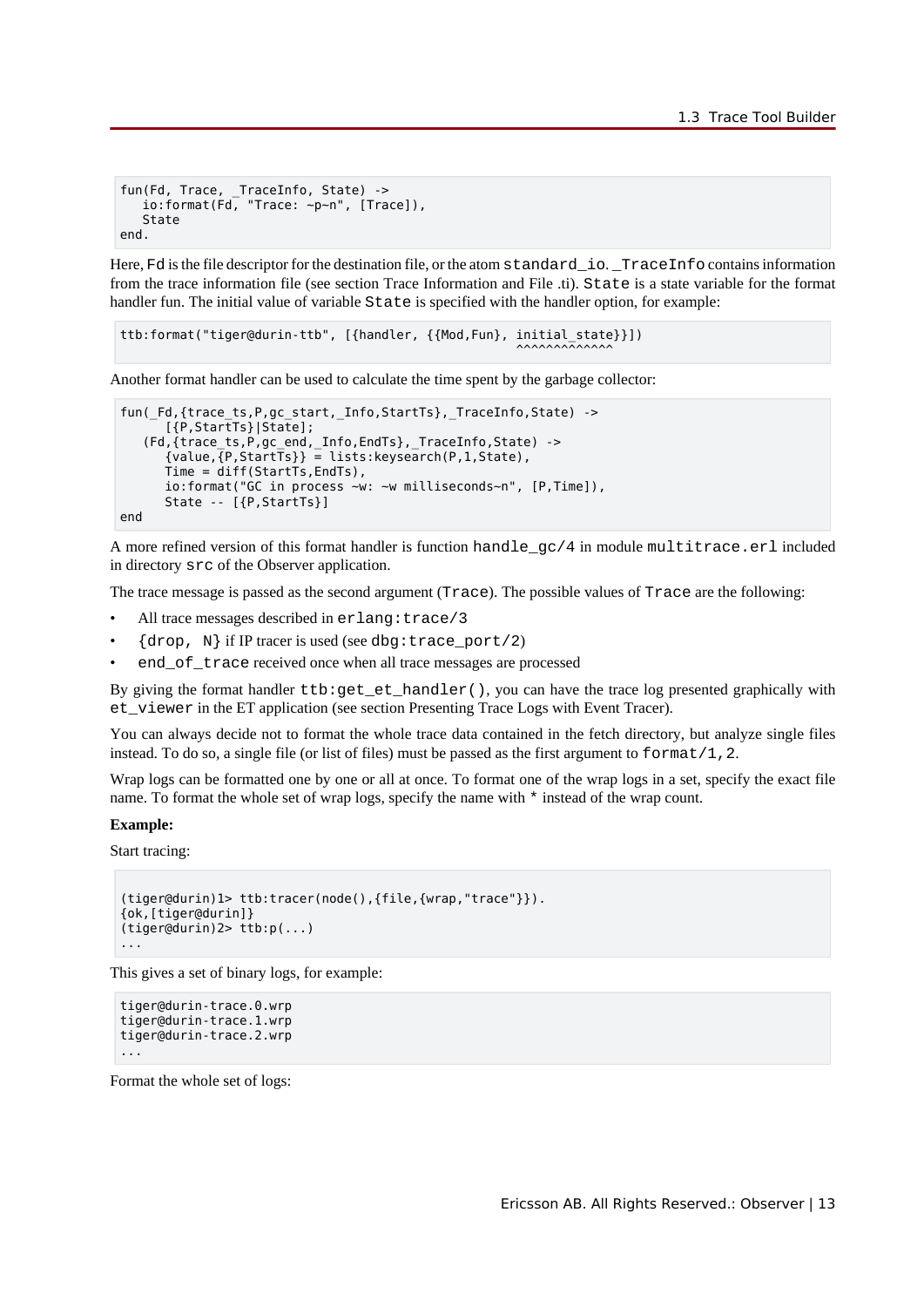```
fun(Fd, Trace, _TraceInfo, State) ->
   io:format(Fd, "Trace: ~p~n", [Trace]),
   State
end.
```

Here, `Fd` is the file descriptor for the destination file, or the atom `standard_io`. `_TraceInfo` contains information from the trace information file (see section Trace Information and File .ti). `State` is a state variable for the format handler fun. The initial value of variable `State` is specified with the handler option, for example:

```
ttb:format("tiger@durin-ttb", [{handler, {{Mod,Fun}, initial_state}}])
                                                     ^^^^^^^^^^^^^
```

Another format handler can be used to calculate the time spent by the garbage collector:

```
fun(_Fd,{trace_ts,P,gc_start,_Info,StartTs},_TraceInfo,State) ->
      [{P,StartTs}|State];
   (Fd,{trace_ts,P,gc_end,_Info,EndTs},_TraceInfo,State) ->
      {value,{P,StartTs}} = lists:keysearch(P,1,State),
      Time = diff(StartTs,EndTs),
      io:format("GC in process ~w: ~w milliseconds~n", [P,Time]),
      State -- [{P,StartTs}]
end
```

A more refined version of this format handler is function `handle_gc/4` in module `multitrace.erl` included in directory `src` of the Observer application.

The trace message is passed as the second argument (`Trace`). The possible values of `Trace` are the following:

- All trace messages described in `erlang:trace/3`
- `{drop, N}` if IP tracer is used (see `dbg:trace_port/2`)
- `end_of_trace` received once when all trace messages are processed

By giving the format handler `ttb:get_et_handler()`, you can have the trace log presented graphically with `et_viewer` in the ET application (see section Presenting Trace Logs with Event Tracer).

You can always decide not to format the whole trace data contained in the fetch directory, but analyze single files instead. To do so, a single file (or list of files) must be passed as the first argument to `format/1,2`.

Wrap logs can be formatted one by one or all at once. To format one of the wrap logs in a set, specify the exact file name. To format the whole set of wrap logs, specify the name with `*` instead of the wrap count.

**Example:**

Start tracing:

```
(tiger@durin)1> ttb:tracer(node(),{file,{wrap,"trace"}}).
{ok,[tiger@durin]}
(tiger@durin)2> ttb:p(...)
...
```

This gives a set of binary logs, for example:

```
tiger@durin-trace.0.wrp
tiger@durin-trace.1.wrp
tiger@durin-trace.2.wrp
...
```

Format the whole set of logs: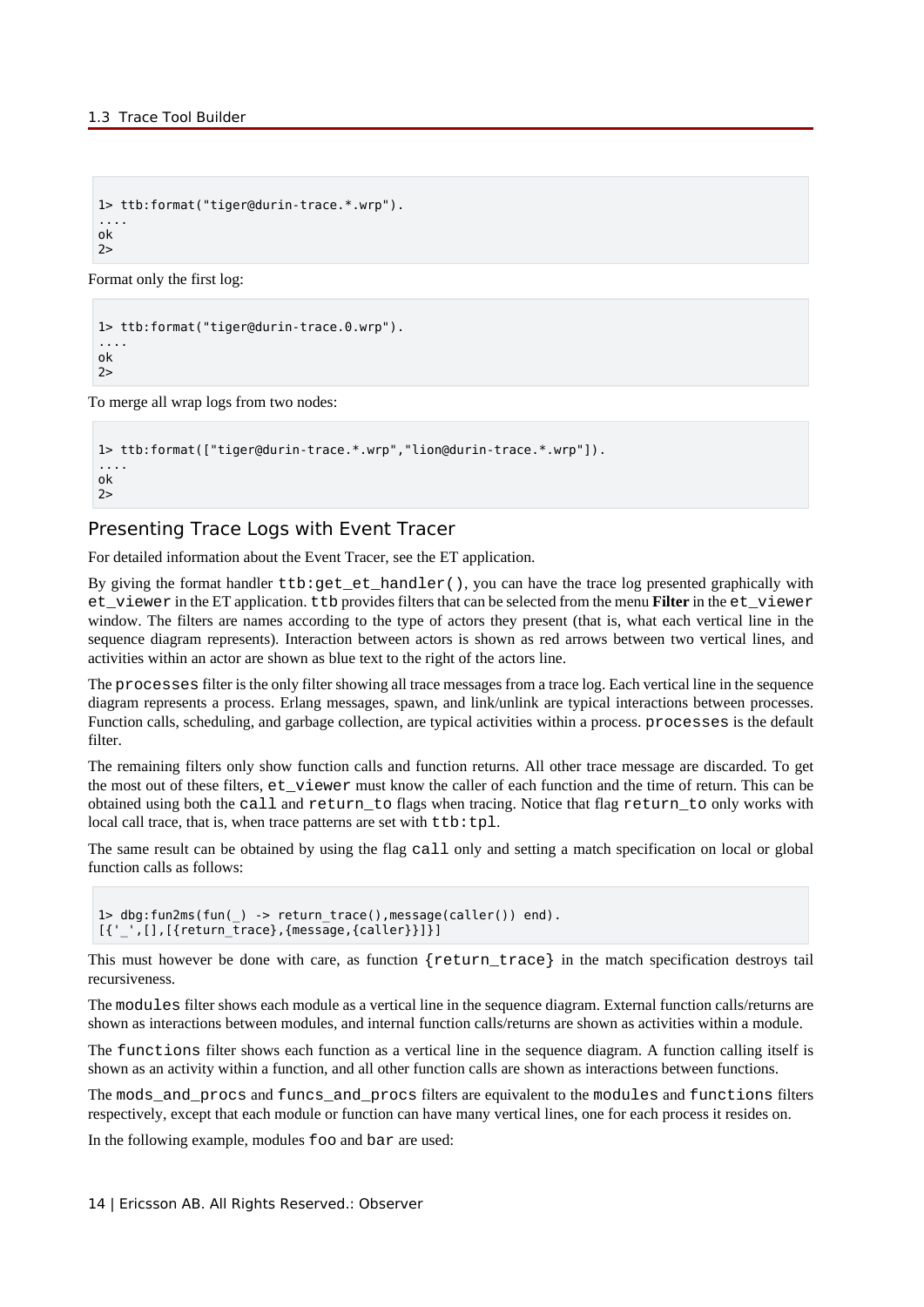```
1> ttb:format("tiger@durin-trace.*.wrp").
....
ok
2>
```

Format only the first log:

```
1> ttb:format("tiger@durin-trace.0.wrp").
....
ok
2>
```

To merge all wrap logs from two nodes:

```
1> ttb:format(["tiger@durin-trace.*.wrp","lion@durin-trace.*.wrp"]).
....
ok
2>
```

## Presenting Trace Logs with Event Tracer

For detailed information about the Event Tracer, see the ET application.

By giving the format handler `ttb:get_et_handler()`, you can have the trace log presented graphically with `et_viewer` in the ET application. `ttb` provides filters that can be selected from the menu **Filter** in the `et_viewer` window. The filters are names according to the type of actors they present (that is, what each vertical line in the sequence diagram represents). Interaction between actors is shown as red arrows between two vertical lines, and activities within an actor are shown as blue text to the right of the actors line.

The `processes` filter is the only filter showing all trace messages from a trace log. Each vertical line in the sequence diagram represents a process. Erlang messages, spawn, and link/unlink are typical interactions between processes. Function calls, scheduling, and garbage collection, are typical activities within a process. `processes` is the default filter.

The remaining filters only show function calls and function returns. All other trace message are discarded. To get the most out of these filters, `et_viewer` must know the caller of each function and the time of return. This can be obtained using both the `call` and `return_to` flags when tracing. Notice that flag `return_to` only works with local call trace, that is, when trace patterns are set with `ttb:tpl`.

The same result can be obtained by using the flag `call` only and setting a match specification on local or global function calls as follows:

```
1> dbg:fun2ms(fun(_) -> return_trace(),message(caller()) end).
[{'_',[],[{return_trace},{message,{caller}}]}]
```

This must however be done with care, as function `{return_trace}` in the match specification destroys tail recursiveness.

The `modules` filter shows each module as a vertical line in the sequence diagram. External function calls/returns are shown as interactions between modules, and internal function calls/returns are shown as activities within a module.

The `functions` filter shows each function as a vertical line in the sequence diagram. A function calling itself is shown as an activity within a function, and all other function calls are shown as interactions between functions.

The `mods_and_procs` and `funcs_and_procs` filters are equivalent to the `modules` and `functions` filters respectively, except that each module or function can have many vertical lines, one for each process it resides on.

In the following example, modules `foo` and `bar` are used: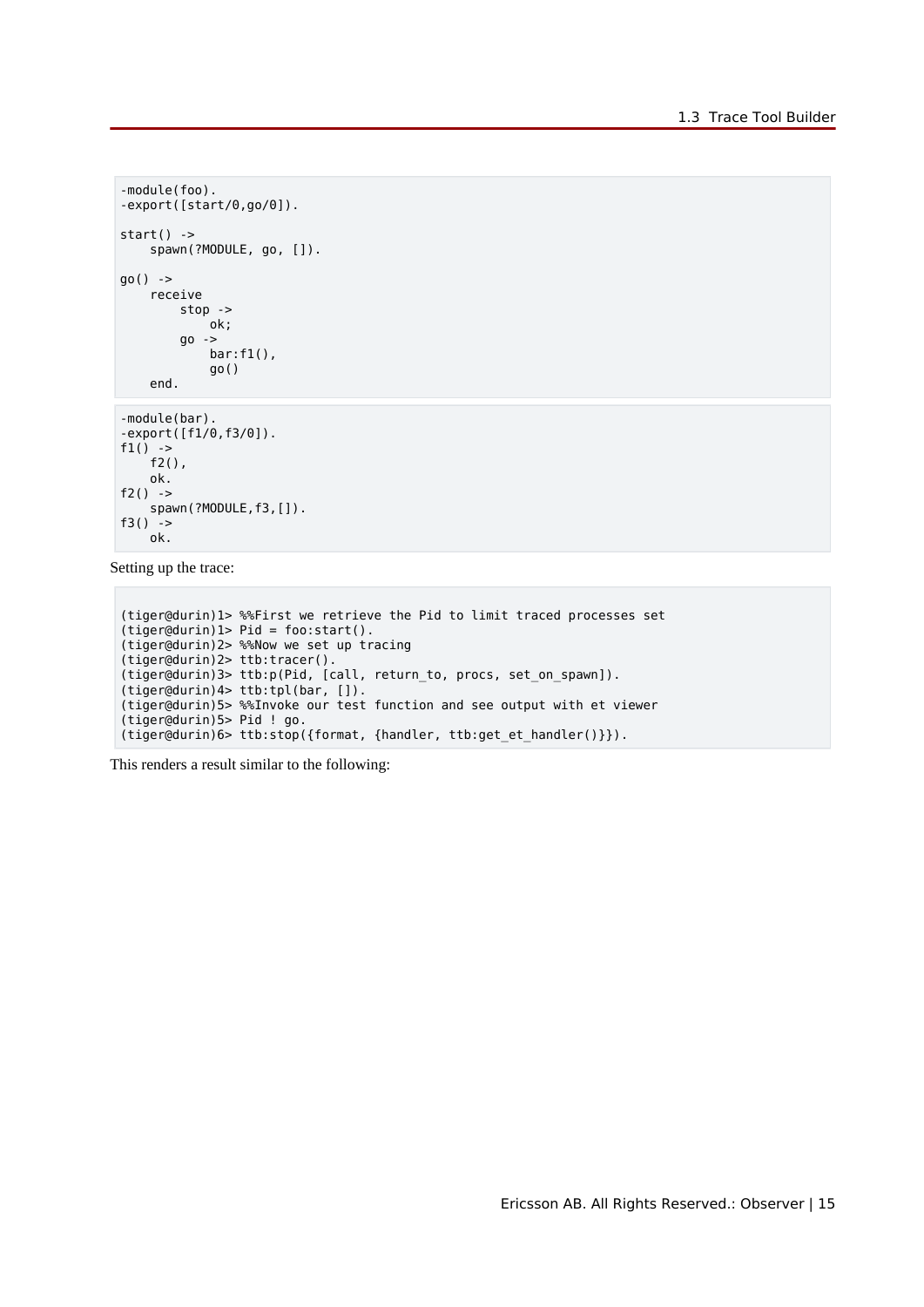```
-module(foo).
-export([start/0,go/0]).

start() ->
    spawn(?MODULE, go, []).

go() ->
    receive
        stop ->
            ok;
        go ->
            bar:f1(),
            go()
    end.
```

```
-module(bar).
-export([f1/0,f3/0]).
f1() ->
    f2(),
    ok.
f2() ->
    spawn(?MODULE,f3,[]).
f3() ->
    ok.
```

Setting up the trace:

```
(tiger@durin)1> %%First we retrieve the Pid to limit traced processes set
(tiger@durin)1> Pid = foo:start().
(tiger@durin)2> %%Now we set up tracing
(tiger@durin)2> ttb:tracer().
(tiger@durin)3> ttb:p(Pid, [call, return_to, procs, set_on_spawn]).
(tiger@durin)4> ttb:tpl(bar, []).
(tiger@durin)5> %%Invoke our test function and see output with et viewer
(tiger@durin)5> Pid ! go.
(tiger@durin)6> ttb:stop({format, {handler, ttb:get_et_handler()}}).
```

This renders a result similar to the following: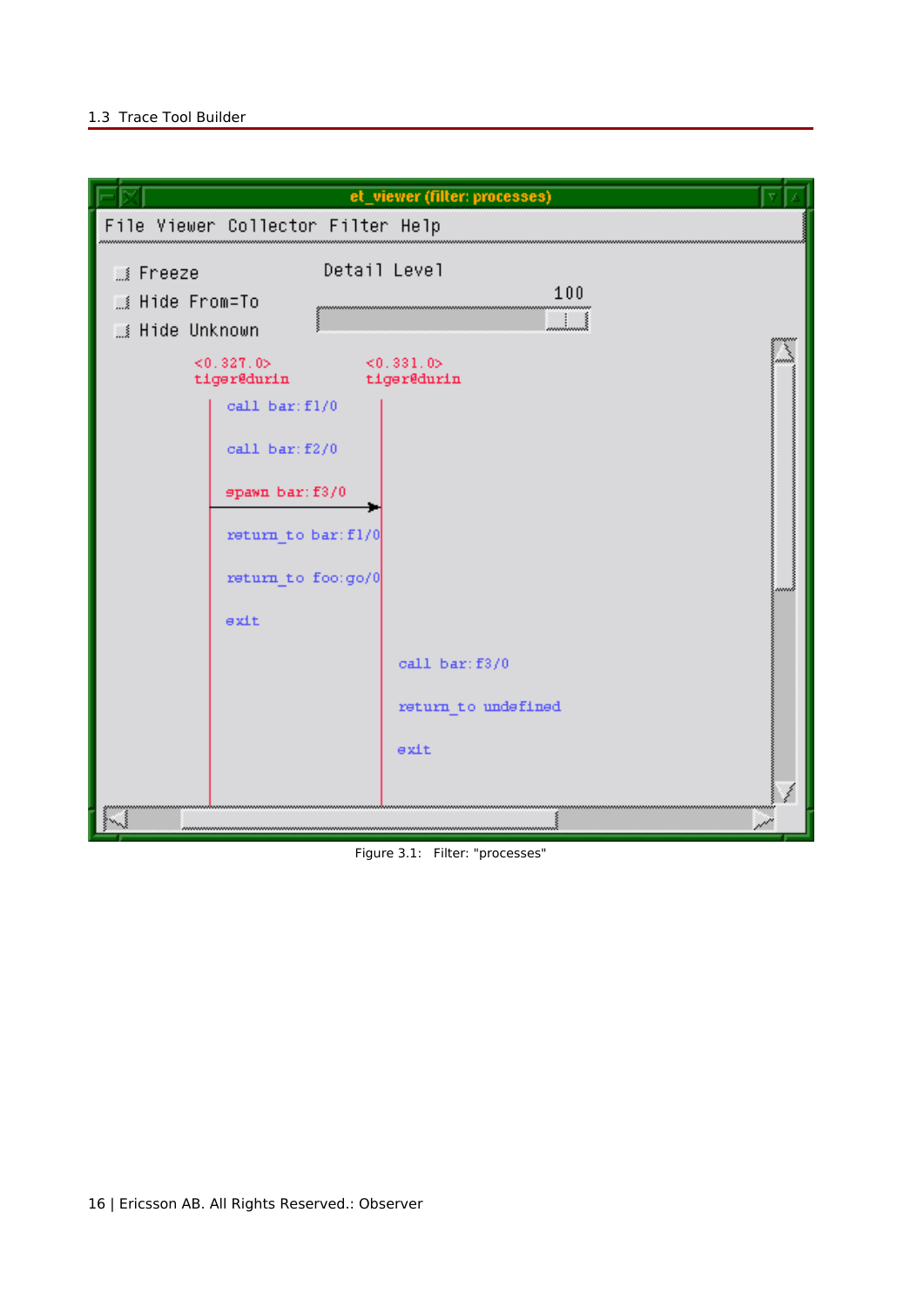Figure 3.1:   Filter: "processes"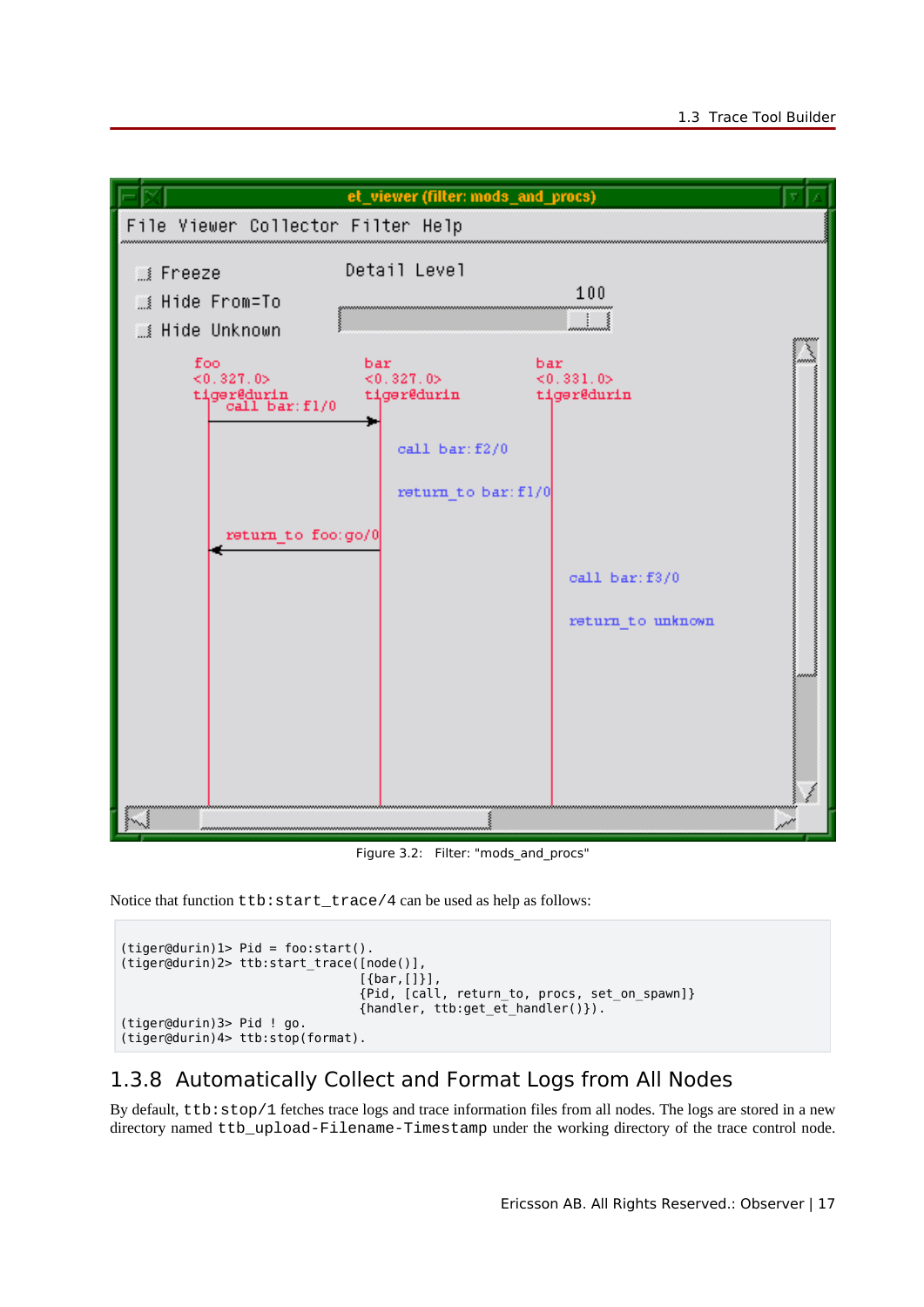Figure 3.2: Filter: "mods_and_procs"

Notice that function `ttb:start_trace/4` can be used as help as follows:

```
(tiger@durin)1> Pid = foo:start().
(tiger@durin)2> ttb:start_trace([node()],
                                [{bar,[]}],
                                {Pid, [call, return_to, procs, set_on_spawn]}
                                {handler, ttb:get_et_handler()}).
(tiger@durin)3> Pid ! go.
(tiger@durin)4> ttb:stop(format).
```

## 1.3.8 Automatically Collect and Format Logs from All Nodes

By default, `ttb:stop/1` fetches trace logs and trace information files from all nodes. The logs are stored in a new directory named `ttb_upload-Filename-Timestamp` under the working directory of the trace control node.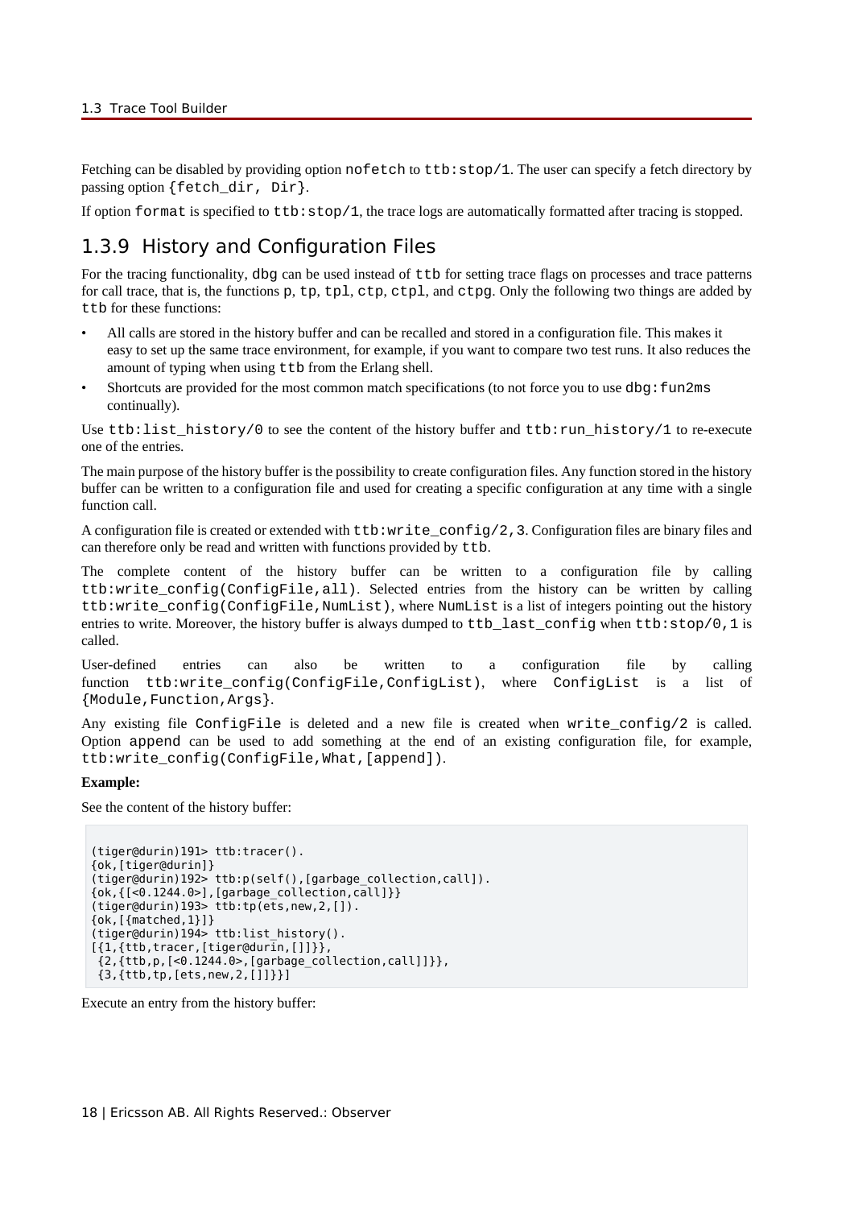Fetching can be disabled by providing option `nofetch` to `ttb:stop/1`. The user can specify a fetch directory by passing option `{fetch_dir, Dir}`.

If option `format` is specified to `ttb:stop/1`, the trace logs are automatically formatted after tracing is stopped.

### 1.3.9 History and Configuration Files

For the tracing functionality, `dbg` can be used instead of `ttb` for setting trace flags on processes and trace patterns for call trace, that is, the functions `p`, `tp`, `tpl`, `ctp`, `ctpl`, and `ctpg`. Only the following two things are added by `ttb` for these functions:

- All calls are stored in the history buffer and can be recalled and stored in a configuration file. This makes it easy to set up the same trace environment, for example, if you want to compare two test runs. It also reduces the amount of typing when using `ttb` from the Erlang shell.
- Shortcuts are provided for the most common match specifications (to not force you to use `dbg:fun2ms` continually).

Use `ttb:list_history/0` to see the content of the history buffer and `ttb:run_history/1` to re-execute one of the entries.

The main purpose of the history buffer is the possibility to create configuration files. Any function stored in the history buffer can be written to a configuration file and used for creating a specific configuration at any time with a single function call.

A configuration file is created or extended with `ttb:write_config/2,3`. Configuration files are binary files and can therefore only be read and written with functions provided by `ttb`.

The complete content of the history buffer can be written to a configuration file by calling `ttb:write_config(ConfigFile,all)`. Selected entries from the history can be written by calling `ttb:write_config(ConfigFile,NumList)`, where `NumList` is a list of integers pointing out the history entries to write. Moreover, the history buffer is always dumped to `ttb_last_config` when `ttb:stop/0,1` is called.

User-defined entries can also be written to a configuration file by calling function `ttb:write_config(ConfigFile,ConfigList)`, where `ConfigList` is a list of `{Module,Function,Args}`.

Any existing file `ConfigFile` is deleted and a new file is created when `write_config/2` is called. Option `append` can be used to add something at the end of an existing configuration file, for example, `ttb:write_config(ConfigFile,What,[append])`.

**Example:**

See the content of the history buffer:

```
(tiger@durin)191> ttb:tracer().
{ok,[tiger@durin]}
(tiger@durin)192> ttb:p(self(),[garbage_collection,call]).
{ok,{[<0.1244.0>],[garbage_collection,call]}}
(tiger@durin)193> ttb:tp(ets,new,2,[]).
{ok,[{matched,1}]}
(tiger@durin)194> ttb:list_history().
[{1,{ttb,tracer,[tiger@durin,[]]}},
 {2,{ttb,p,[<0.1244.0>,[garbage_collection,call]]}},
 {3,{ttb,tp,[ets,new,2,[]]}}]
```

Execute an entry from the history buffer: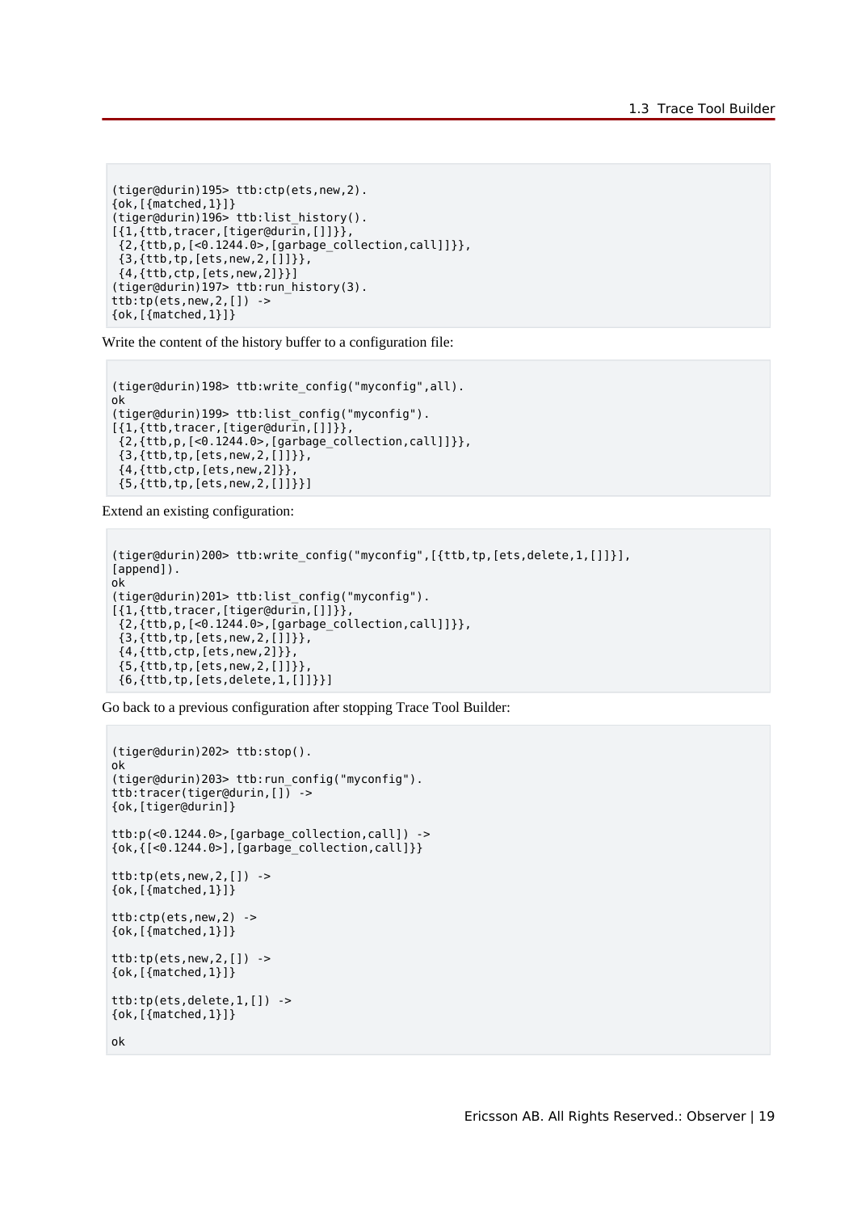```
(tiger@durin)195> ttb:ctp(ets,new,2).
{ok,[{matched,1}]}
(tiger@durin)196> ttb:list_history().
[{1,{ttb,tracer,[tiger@durin,[]]}},
 {2,{ttb,p,[<0.1244.0>,[garbage_collection,call]]}},
 {3,{ttb,tp,[ets,new,2,[]]}},
 {4,{ttb,ctp,[ets,new,2]}}]
(tiger@durin)197> ttb:run_history(3).
ttb:tp(ets,new,2,[]) ->
{ok,[{matched,1}]}
```

Write the content of the history buffer to a configuration file:

```
(tiger@durin)198> ttb:write_config("myconfig",all).
ok
(tiger@durin)199> ttb:list_config("myconfig").
[{1,{ttb,tracer,[tiger@durin,[]]}},
 {2,{ttb,p,[<0.1244.0>,[garbage_collection,call]]}},
 {3,{ttb,tp,[ets,new,2,[]]}},
 {4,{ttb,ctp,[ets,new,2]}},
 {5,{ttb,tp,[ets,new,2,[]]}}]
```

Extend an existing configuration:

```
(tiger@durin)200> ttb:write_config("myconfig",[{ttb,tp,[ets,delete,1,[]]}],
[append]).
ok
(tiger@durin)201> ttb:list_config("myconfig").
[{1,{ttb,tracer,[tiger@durin,[]]}},
 {2,{ttb,p,[<0.1244.0>,[garbage_collection,call]]}},
 {3,{ttb,tp,[ets,new,2,[]]}},
 {4,{ttb,ctp,[ets,new,2]}},
 {5,{ttb,tp,[ets,new,2,[]]}},
 {6,{ttb,tp,[ets,delete,1,[]]}}]
```

Go back to a previous configuration after stopping Trace Tool Builder:

```
(tiger@durin)202> ttb:stop().
ok
(tiger@durin)203> ttb:run_config("myconfig").
ttb:tracer(tiger@durin,[]) ->
{ok,[tiger@durin]}

ttb:p(<0.1244.0>,[garbage_collection,call]) ->
{ok,{[<0.1244.0>],[garbage_collection,call]}}

ttb:tp(ets,new,2,[]) ->
{ok,[{matched,1}]}

ttb:ctp(ets,new,2) ->
{ok,[{matched,1}]}

ttb:tp(ets,new,2,[]) ->
{ok,[{matched,1}]}

ttb:tp(ets,delete,1,[]) ->
{ok,[{matched,1}]}

ok
```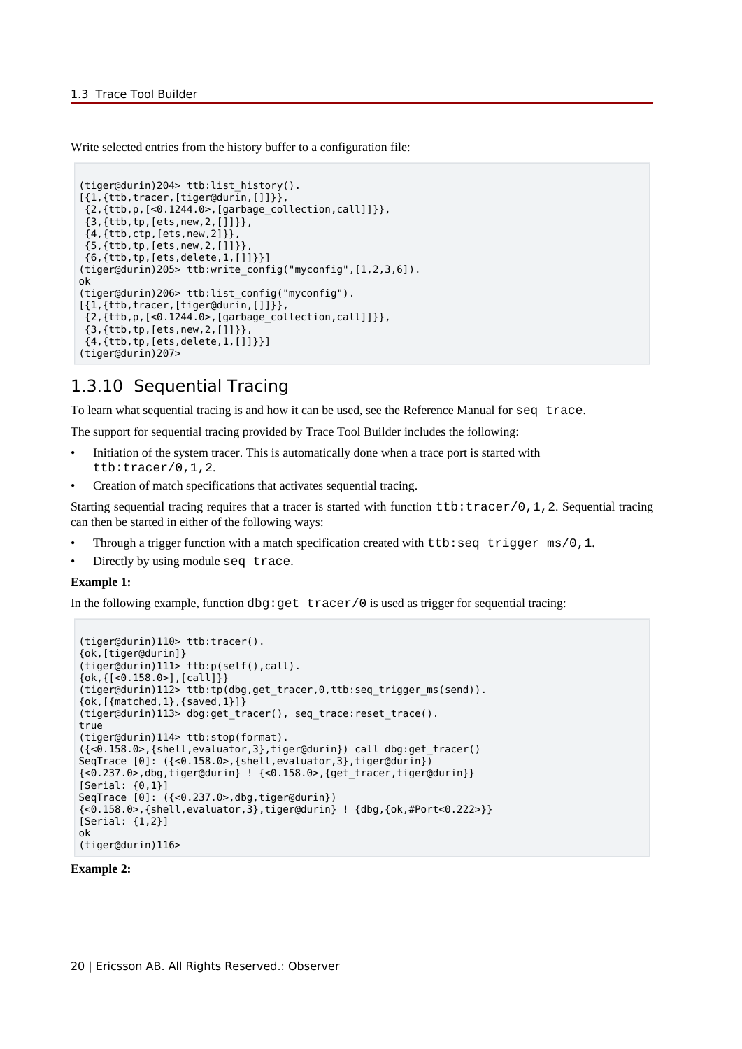Write selected entries from the history buffer to a configuration file:

```
(tiger@durin)204> ttb:list_history().
[{1,{ttb,tracer,[tiger@durin,[]]}},
 {2,{ttb,p,[<0.1244.0>,[garbage_collection,call]]}},
 {3,{ttb,tp,[ets,new,2,[]]}},
 {4,{ttb,ctp,[ets,new,2]}},
 {5,{ttb,tp,[ets,new,2,[]]}},
 {6,{ttb,tp,[ets,delete,1,[]]}}]
(tiger@durin)205> ttb:write_config("myconfig",[1,2,3,6]).
ok
(tiger@durin)206> ttb:list_config("myconfig").
[{1,{ttb,tracer,[tiger@durin,[]]}},
 {2,{ttb,p,[<0.1244.0>,[garbage_collection,call]]}},
 {3,{ttb,tp,[ets,new,2,[]]}},
 {4,{ttb,tp,[ets,delete,1,[]]}}]
(tiger@durin)207>
```

## 1.3.10 Sequential Tracing

To learn what sequential tracing is and how it can be used, see the Reference Manual for `seq_trace`.

The support for sequential tracing provided by Trace Tool Builder includes the following:

- Initiation of the system tracer. This is automatically done when a trace port is started with `ttb:tracer/0,1,2`.
- Creation of match specifications that activates sequential tracing.

Starting sequential tracing requires that a tracer is started with function `ttb:tracer/0,1,2`. Sequential tracing can then be started in either of the following ways:

- Through a trigger function with a match specification created with `ttb:seq_trigger_ms/0,1`.
- Directly by using module `seq_trace`.

**Example 1:**

In the following example, function `dbg:get_tracer/0` is used as trigger for sequential tracing:

```
(tiger@durin)110> ttb:tracer().
{ok,[tiger@durin]}
(tiger@durin)111> ttb:p(self(),call).
{ok,{[<0.158.0>],[call]}}
(tiger@durin)112> ttb:tp(dbg,get_tracer,0,ttb:seq_trigger_ms(send)).
{ok,[{matched,1},{saved,1}]}
(tiger@durin)113> dbg:get_tracer(), seq_trace:reset_trace().
true
(tiger@durin)114> ttb:stop(format).
({<0.158.0>,{shell,evaluator,3},tiger@durin}) call dbg:get_tracer()
SeqTrace [0]: ({<0.158.0>,{shell,evaluator,3},tiger@durin})
{<0.237.0>,dbg,tiger@durin} ! {<0.158.0>,{get_tracer,tiger@durin}}
[Serial: {0,1}]
SeqTrace [0]: ({<0.237.0>,dbg,tiger@durin})
{<0.158.0>,{shell,evaluator,3},tiger@durin} ! {dbg,{ok,#Port<0.222>}}
[Serial: {1,2}]
ok
(tiger@durin)116>
```

**Example 2:**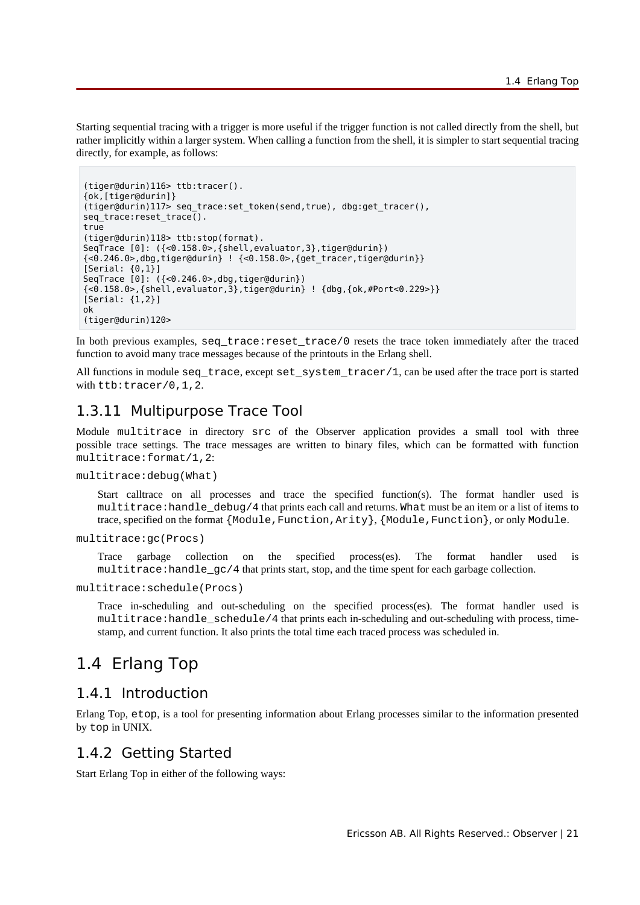Starting sequential tracing with a trigger is more useful if the trigger function is not called directly from the shell, but rather implicitly within a larger system. When calling a function from the shell, it is simpler to start sequential tracing directly, for example, as follows:

```
(tiger@durin)116> ttb:tracer().
{ok,[tiger@durin]}
(tiger@durin)117> seq_trace:set_token(send,true), dbg:get_tracer(),
seq_trace:reset_trace().
true
(tiger@durin)118> ttb:stop(format).
SeqTrace [0]: ({<0.158.0>,{shell,evaluator,3},tiger@durin})
{<0.246.0>,dbg,tiger@durin} ! {<0.158.0>,{get_tracer,tiger@durin}}
[Serial: {0,1}]
SeqTrace [0]: ({<0.246.0>,dbg,tiger@durin})
{<0.158.0>,{shell,evaluator,3},tiger@durin} ! {dbg,{ok,#Port<0.229>}}
[Serial: {1,2}]
ok
(tiger@durin)120>
```

In both previous examples, `seq_trace:reset_trace/0` resets the trace token immediately after the traced function to avoid many trace messages because of the printouts in the Erlang shell.

All functions in module `seq_trace`, except `set_system_tracer/1`, can be used after the trace port is started with `ttb:tracer/0,1,2`.

### 1.3.11 Multipurpose Trace Tool

Module `multitrace` in directory `src` of the Observer application provides a small tool with three possible trace settings. The trace messages are written to binary files, which can be formatted with function `multitrace:format/1,2`:

`multitrace:debug(What)`

Start calltrace on all processes and trace the specified function(s). The format handler used is `multitrace:handle_debug/4` that prints each call and returns. `What` must be an item or a list of items to trace, specified on the format `{Module,Function,Arity}`, `{Module,Function}`, or only `Module`.

`multitrace:gc(Procs)`

Trace garbage collection on the specified process(es). The format handler used is `multitrace:handle_gc/4` that prints start, stop, and the time spent for each garbage collection.

`multitrace:schedule(Procs)`

Trace in-scheduling and out-scheduling on the specified process(es). The format handler used is `multitrace:handle_schedule/4` that prints each in-scheduling and out-scheduling with process, time-stamp, and current function. It also prints the total time each traced process was scheduled in.

## 1.4 Erlang Top

### 1.4.1 Introduction

Erlang Top, `etop`, is a tool for presenting information about Erlang processes similar to the information presented by `top` in UNIX.

### 1.4.2 Getting Started

Start Erlang Top in either of the following ways: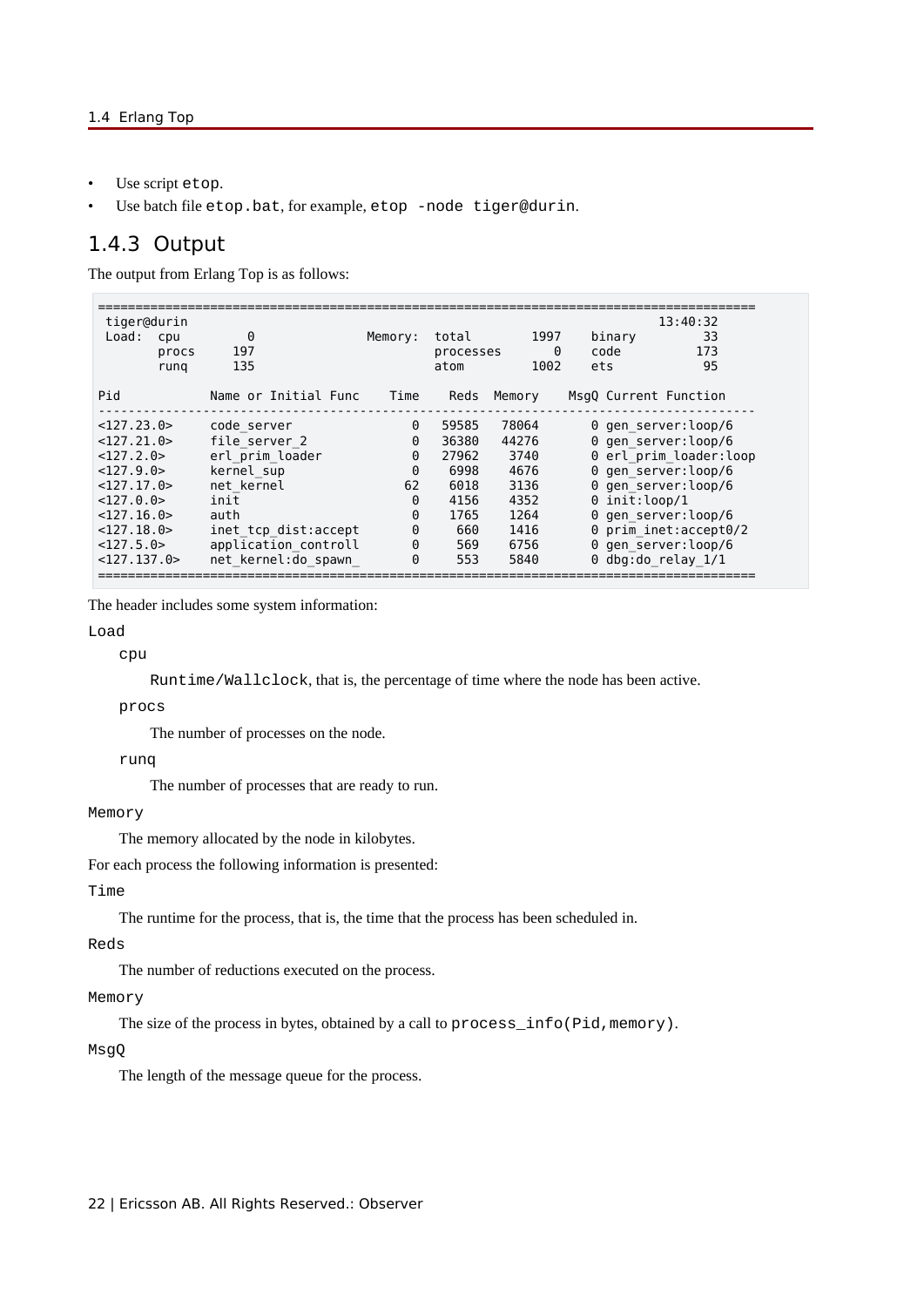- Use script `etop`.
- Use batch file `etop.bat`, for example, `etop -node tiger@durin`.

## 1.4.3 Output

The output from Erlang Top is as follows:

```
========================================================================================
 tiger@durin                                                                13:40:32
 Load:  cpu         0               Memory:  total        1997    binary          33
        procs     197                        processes       0    code           173
        runq      135                        atom         1002    ets             95

Pid            Name or Initial Func    Time    Reds  Memory    MsgQ Current Function
----------------------------------------------------------------------------------------
<127.23.0>     code_server                0   59585   78064       0 gen_server:loop/6
<127.21.0>     file_server_2              0   36380   44276       0 gen_server:loop/6
<127.2.0>      erl_prim_loader            0   27962    3740       0 erl_prim_loader:loop
<127.9.0>      kernel_sup                 0    6998    4676       0 gen_server:loop/6
<127.17.0>     net_kernel                62    6018    3136       0 gen_server:loop/6
<127.0.0>      init                       0    4156    4352       0 init:loop/1
<127.16.0>     auth                       0    1765    1264       0 gen_server:loop/6
<127.18.0>     inet_tcp_dist:accept       0     660    1416       0 prim_inet:accept0/2
<127.5.0>      application_controll       0     569    6756       0 gen_server:loop/6
<127.137.0>    net_kernel:do_spawn_       0     553    5840       0 dbg:do_relay_1/1
========================================================================================
```

The header includes some system information:

`Load`

> `cpu`
>
> > `Runtime/Wallclock`, that is, the percentage of time where the node has been active.
>
> `procs`
>
> > The number of processes on the node.
>
> `runq`
>
> > The number of processes that are ready to run.

`Memory`

> The memory allocated by the node in kilobytes.

For each process the following information is presented:

`Time`

> The runtime for the process, that is, the time that the process has been scheduled in.

`Reds`

> The number of reductions executed on the process.

`Memory`

> The size of the process in bytes, obtained by a call to `process_info(Pid,memory)`.

`MsgQ`

> The length of the message queue for the process.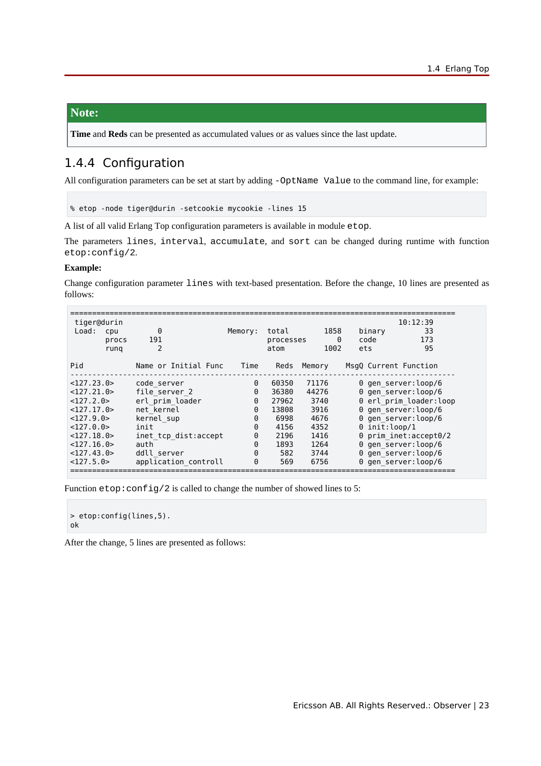> **Note:**
>
> **Time** and **Reds** can be presented as accumulated values or as values since the last update.

## 1.4.4 Configuration

All configuration parameters can be set at start by adding `-OptName Value` to the command line, for example:

```
% etop -node tiger@durin -setcookie mycookie -lines 15
```

A list of all valid Erlang Top configuration parameters is available in module `etop`.

The parameters `lines`, `interval`, `accumulate`, and `sort` can be changed during runtime with function `etop:config/2`.

**Example:**

Change configuration parameter `lines` with text-based presentation. Before the change, 10 lines are presented as follows:

```
========================================================================================
 tiger@durin                                                               10:12:39
 Load:  cpu         0               Memory:  total        1858    binary         33
        procs     191                        processes       0    code          173
        runq        2                        atom         1002    ets            95

Pid            Name or Initial Func    Time    Reds  Memory    MsgQ Current Function
----------------------------------------------------------------------------------------
<127.23.0>     code_server                0   60350   71176       0 gen_server:loop/6
<127.21.0>     file_server_2              0   36380   44276       0 gen_server:loop/6
<127.2.0>      erl_prim_loader            0   27962    3740       0 erl_prim_loader:loop
<127.17.0>     net_kernel                 0   13808    3916       0 gen_server:loop/6
<127.9.0>      kernel_sup                 0    6998    4676       0 gen_server:loop/6
<127.0.0>      init                       0    4156    4352       0 init:loop/1
<127.18.0>     inet_tcp_dist:accept       0    2196    1416       0 prim_inet:accept0/2
<127.16.0>     auth                       0    1893    1264       0 gen_server:loop/6
<127.43.0>     ddll_server                0     582    3744       0 gen_server:loop/6
<127.5.0>      application_controll       0     569    6756       0 gen_server:loop/6
========================================================================================
```

Function `etop:config/2` is called to change the number of showed lines to 5:

```
> etop:config(lines,5).
ok
```

After the change, 5 lines are presented as follows: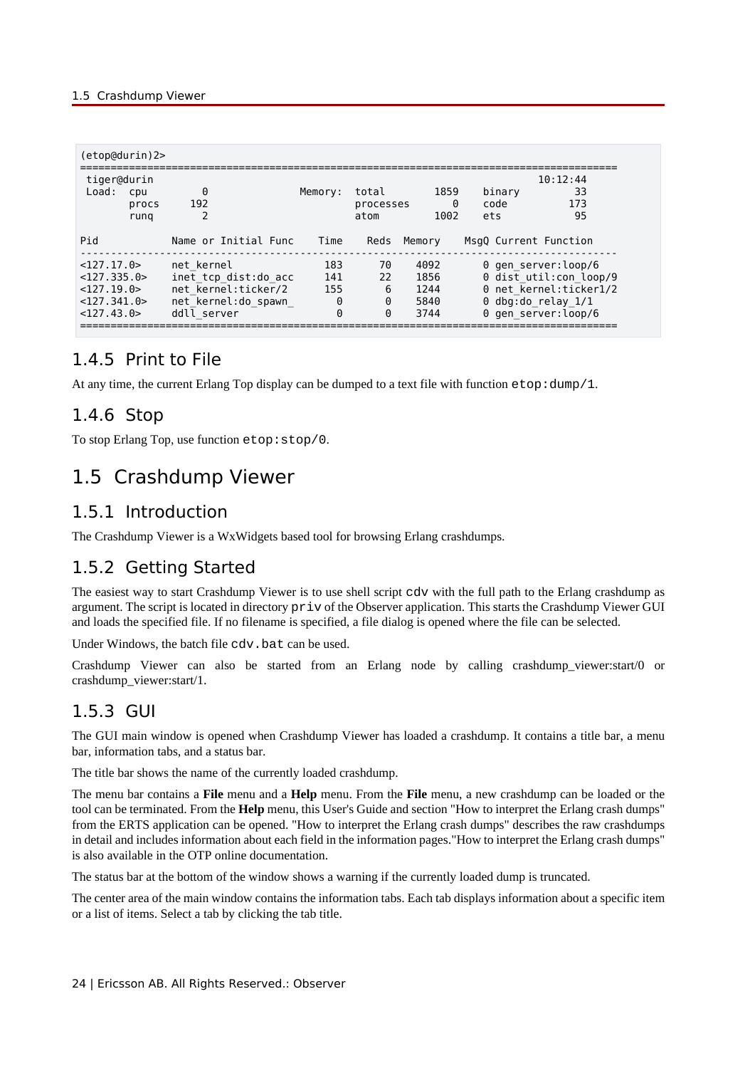```
(etop@durin)2>
========================================================================================
 tiger@durin                                                                   10:12:44
 Load:  cpu         0               Memory:  total        1859    binary          33
        procs     192                        processes       0    code           173
        runq        2                        atom         1002    ets             95

Pid            Name or Initial Func    Time    Reds  Memory    MsgQ Current Function
----------------------------------------------------------------------------------------
<127.17.0>     net_kernel               183      70    4092       0 gen_server:loop/6
<127.335.0>    inet_tcp_dist:do_acc     141      22    1856       0 dist_util:con_loop/9
<127.19.0>     net_kernel:ticker/2      155       6    1244       0 net_kernel:ticker1/2
<127.341.0>    net_kernel:do_spawn_       0       0    5840       0 dbg:do_relay_1/1
<127.43.0>     ddll_server                0       0    3744       0 gen_server:loop/6
========================================================================================
```

### 1.4.5 Print to File

At any time, the current Erlang Top display can be dumped to a text file with function `etop:dump/1`.

### 1.4.6 Stop

To stop Erlang Top, use function `etop:stop/0`.

## 1.5 Crashdump Viewer

### 1.5.1 Introduction

The Crashdump Viewer is a WxWidgets based tool for browsing Erlang crashdumps.

### 1.5.2 Getting Started

The easiest way to start Crashdump Viewer is to use shell script `cdv` with the full path to the Erlang crashdump as argument. The script is located in directory `priv` of the Observer application. This starts the Crashdump Viewer GUI and loads the specified file. If no filename is specified, a file dialog is opened where the file can be selected.

Under Windows, the batch file `cdv.bat` can be used.

Crashdump Viewer can also be started from an Erlang node by calling crashdump_viewer:start/0 or crashdump_viewer:start/1.

### 1.5.3 GUI

The GUI main window is opened when Crashdump Viewer has loaded a crashdump. It contains a title bar, a menu bar, information tabs, and a status bar.

The title bar shows the name of the currently loaded crashdump.

The menu bar contains a **File** menu and a **Help** menu. From the **File** menu, a new crashdump can be loaded or the tool can be terminated. From the **Help** menu, this User's Guide and section "How to interpret the Erlang crash dumps" from the ERTS application can be opened. "How to interpret the Erlang crash dumps" describes the raw crashdumps in detail and includes information about each field in the information pages."How to interpret the Erlang crash dumps" is also available in the OTP online documentation.

The status bar at the bottom of the window shows a warning if the currently loaded dump is truncated.

The center area of the main window contains the information tabs. Each tab displays information about a specific item or a list of items. Select a tab by clicking the tab title.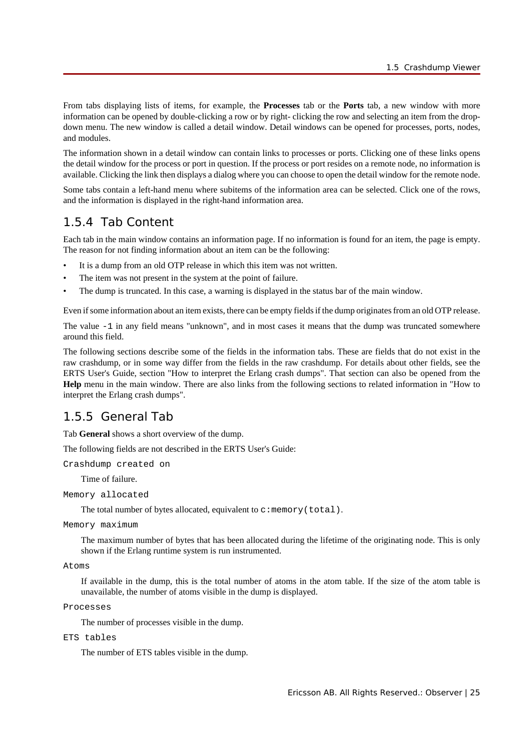From tabs displaying lists of items, for example, the **Processes** tab or the **Ports** tab, a new window with more information can be opened by double-clicking a row or by right- clicking the row and selecting an item from the drop-down menu. The new window is called a detail window. Detail windows can be opened for processes, ports, nodes, and modules.

The information shown in a detail window can contain links to processes or ports. Clicking one of these links opens the detail window for the process or port in question. If the process or port resides on a remote node, no information is available. Clicking the link then displays a dialog where you can choose to open the detail window for the remote node.

Some tabs contain a left-hand menu where subitems of the information area can be selected. Click one of the rows, and the information is displayed in the right-hand information area.

## 1.5.4 Tab Content

Each tab in the main window contains an information page. If no information is found for an item, the page is empty. The reason for not finding information about an item can be the following:

- It is a dump from an old OTP release in which this item was not written.
- The item was not present in the system at the point of failure.
- The dump is truncated. In this case, a warning is displayed in the status bar of the main window.

Even if some information about an item exists, there can be empty fields if the dump originates from an old OTP release.

The value `-1` in any field means "unknown", and in most cases it means that the dump was truncated somewhere around this field.

The following sections describe some of the fields in the information tabs. These are fields that do not exist in the raw crashdump, or in some way differ from the fields in the raw crashdump. For details about other fields, see the ERTS User's Guide, section "How to interpret the Erlang crash dumps". That section can also be opened from the **Help** menu in the main window. There are also links from the following sections to related information in "How to interpret the Erlang crash dumps".

## 1.5.5 General Tab

Tab **General** shows a short overview of the dump.

The following fields are not described in the ERTS User's Guide:

`Crashdump created on`

Time of failure.

`Memory allocated`

The total number of bytes allocated, equivalent to `c:memory(total)`.

`Memory maximum`

The maximum number of bytes that has been allocated during the lifetime of the originating node. This is only shown if the Erlang runtime system is run instrumented.

`Atoms`

If available in the dump, this is the total number of atoms in the atom table. If the size of the atom table is unavailable, the number of atoms visible in the dump is displayed.

`Processes`

The number of processes visible in the dump.

`ETS tables`

The number of ETS tables visible in the dump.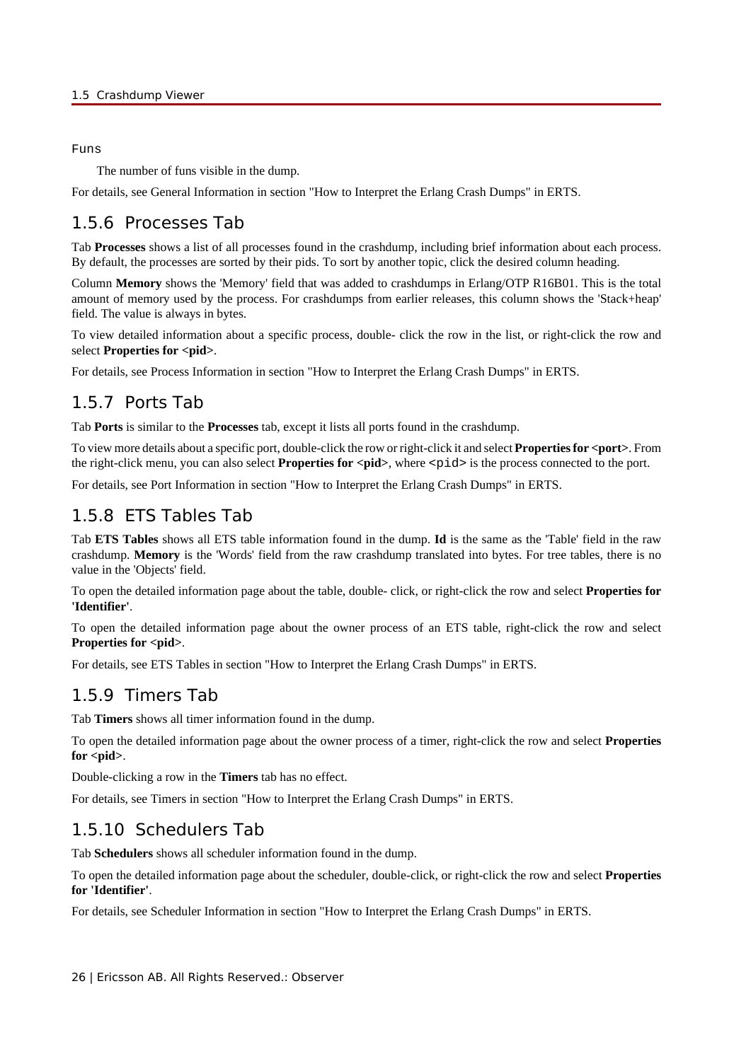Funs

The number of funs visible in the dump.

For details, see General Information in section "How to Interpret the Erlang Crash Dumps" in ERTS.

## 1.5.6 Processes Tab

Tab **Processes** shows a list of all processes found in the crashdump, including brief information about each process. By default, the processes are sorted by their pids. To sort by another topic, click the desired column heading.

Column **Memory** shows the 'Memory' field that was added to crashdumps in Erlang/OTP R16B01. This is the total amount of memory used by the process. For crashdumps from earlier releases, this column shows the 'Stack+heap' field. The value is always in bytes.

To view detailed information about a specific process, double- click the row in the list, or right-click the row and select **Properties for <pid>**.

For details, see Process Information in section "How to Interpret the Erlang Crash Dumps" in ERTS.

## 1.5.7 Ports Tab

Tab **Ports** is similar to the **Processes** tab, except it lists all ports found in the crashdump.

To view more details about a specific port, double-click the row or right-click it and select **Properties for <port>**. From the right-click menu, you can also select **Properties for <pid>**, where `<pid>` is the process connected to the port.

For details, see Port Information in section "How to Interpret the Erlang Crash Dumps" in ERTS.

## 1.5.8 ETS Tables Tab

Tab **ETS Tables** shows all ETS table information found in the dump. **Id** is the same as the 'Table' field in the raw crashdump. **Memory** is the 'Words' field from the raw crashdump translated into bytes. For tree tables, there is no value in the 'Objects' field.

To open the detailed information page about the table, double- click, or right-click the row and select **Properties for 'Identifier'**.

To open the detailed information page about the owner process of an ETS table, right-click the row and select **Properties for <pid>**.

For details, see ETS Tables in section "How to Interpret the Erlang Crash Dumps" in ERTS.

## 1.5.9 Timers Tab

Tab **Timers** shows all timer information found in the dump.

To open the detailed information page about the owner process of a timer, right-click the row and select **Properties for <pid>**.

Double-clicking a row in the **Timers** tab has no effect.

For details, see Timers in section "How to Interpret the Erlang Crash Dumps" in ERTS.

## 1.5.10 Schedulers Tab

Tab **Schedulers** shows all scheduler information found in the dump.

To open the detailed information page about the scheduler, double-click, or right-click the row and select **Properties for 'Identifier'**.

For details, see Scheduler Information in section "How to Interpret the Erlang Crash Dumps" in ERTS.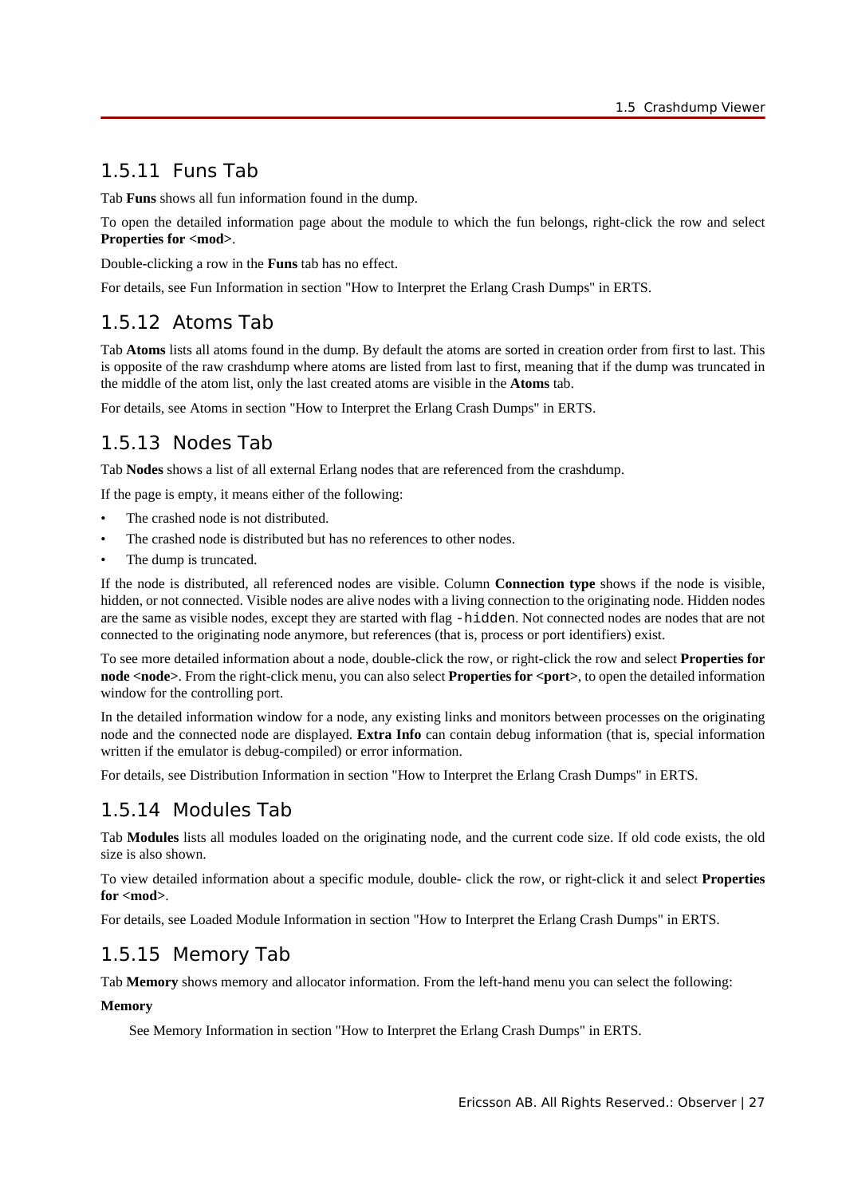## 1.5.11 Funs Tab

Tab **Funs** shows all fun information found in the dump.

To open the detailed information page about the module to which the fun belongs, right-click the row and select **Properties for <mod>**.

Double-clicking a row in the **Funs** tab has no effect.

For details, see Fun Information in section "How to Interpret the Erlang Crash Dumps" in ERTS.

## 1.5.12 Atoms Tab

Tab **Atoms** lists all atoms found in the dump. By default the atoms are sorted in creation order from first to last. This is opposite of the raw crashdump where atoms are listed from last to first, meaning that if the dump was truncated in the middle of the atom list, only the last created atoms are visible in the **Atoms** tab.

For details, see Atoms in section "How to Interpret the Erlang Crash Dumps" in ERTS.

## 1.5.13 Nodes Tab

Tab **Nodes** shows a list of all external Erlang nodes that are referenced from the crashdump.

If the page is empty, it means either of the following:

- The crashed node is not distributed.
- The crashed node is distributed but has no references to other nodes.
- The dump is truncated.

If the node is distributed, all referenced nodes are visible. Column **Connection type** shows if the node is visible, hidden, or not connected. Visible nodes are alive nodes with a living connection to the originating node. Hidden nodes are the same as visible nodes, except they are started with flag `-hidden`. Not connected nodes are nodes that are not connected to the originating node anymore, but references (that is, process or port identifiers) exist.

To see more detailed information about a node, double-click the row, or right-click the row and select **Properties for node <node>**. From the right-click menu, you can also select **Properties for <port>**, to open the detailed information window for the controlling port.

In the detailed information window for a node, any existing links and monitors between processes on the originating node and the connected node are displayed. **Extra Info** can contain debug information (that is, special information written if the emulator is debug-compiled) or error information.

For details, see Distribution Information in section "How to Interpret the Erlang Crash Dumps" in ERTS.

## 1.5.14 Modules Tab

Tab **Modules** lists all modules loaded on the originating node, and the current code size. If old code exists, the old size is also shown.

To view detailed information about a specific module, double- click the row, or right-click it and select **Properties for <mod>**.

For details, see Loaded Module Information in section "How to Interpret the Erlang Crash Dumps" in ERTS.

## 1.5.15 Memory Tab

Tab **Memory** shows memory and allocator information. From the left-hand menu you can select the following:

**Memory**

See Memory Information in section "How to Interpret the Erlang Crash Dumps" in ERTS.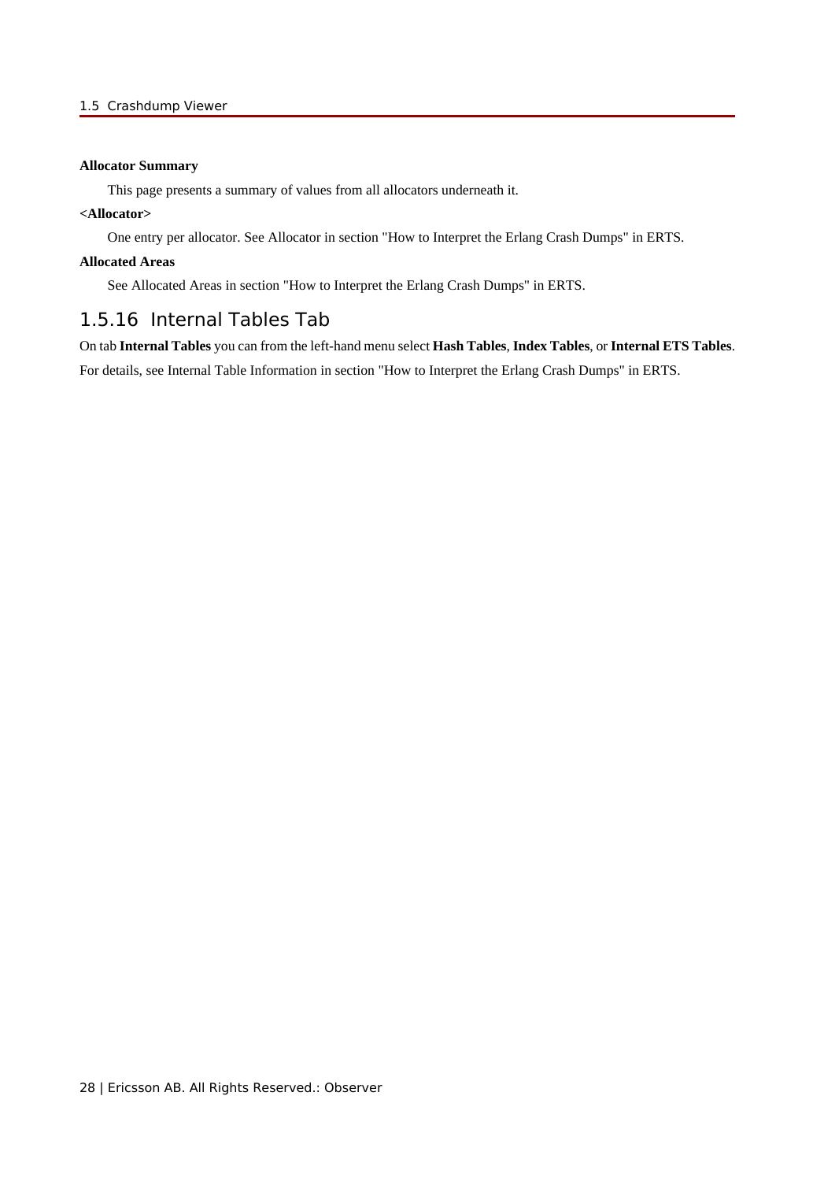**Allocator Summary**

This page presents a summary of values from all allocators underneath it.

**<Allocator>**

One entry per allocator. See Allocator in section "How to Interpret the Erlang Crash Dumps" in ERTS.

**Allocated Areas**

See Allocated Areas in section "How to Interpret the Erlang Crash Dumps" in ERTS.

### 1.5.16 Internal Tables Tab

On tab **Internal Tables** you can from the left-hand menu select **Hash Tables**, **Index Tables**, or **Internal ETS Tables**.

For details, see Internal Table Information in section "How to Interpret the Erlang Crash Dumps" in ERTS.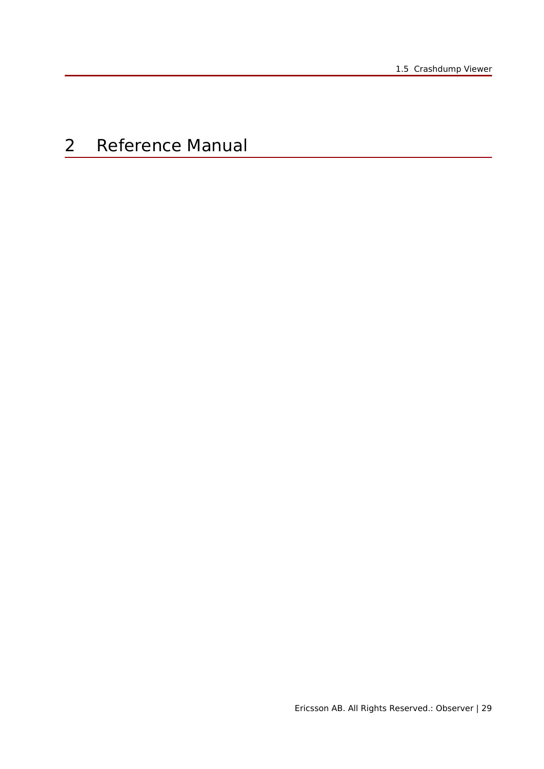# 2 Reference Manual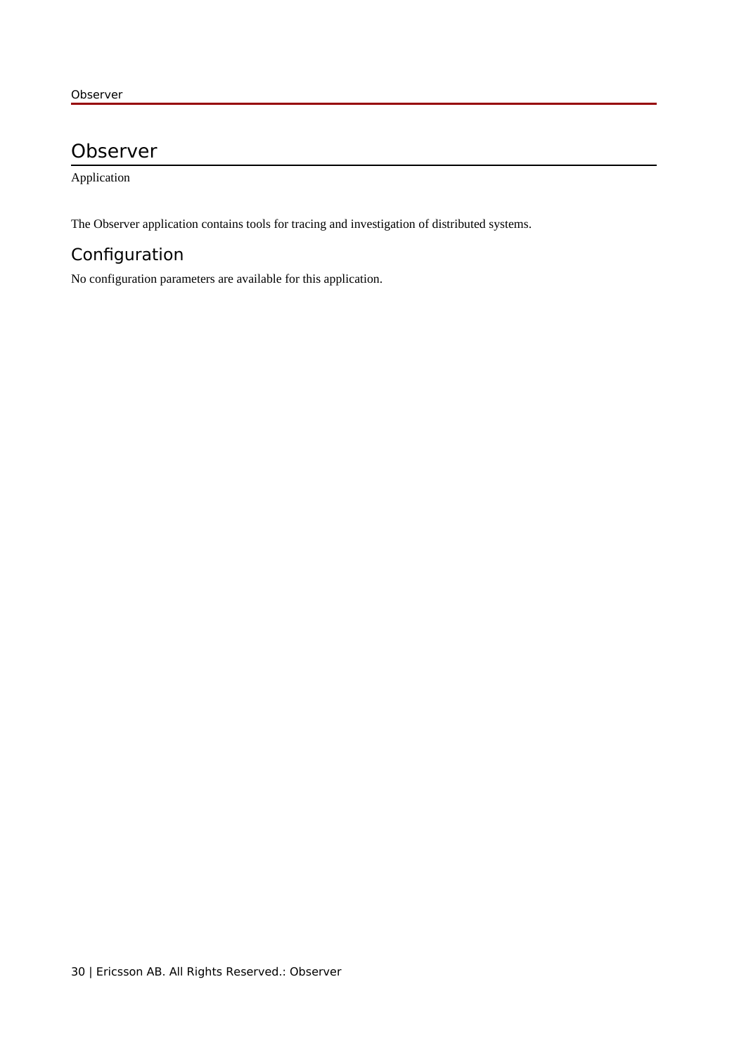# Observer

Application

The Observer application contains tools for tracing and investigation of distributed systems.

## Configuration

No configuration parameters are available for this application.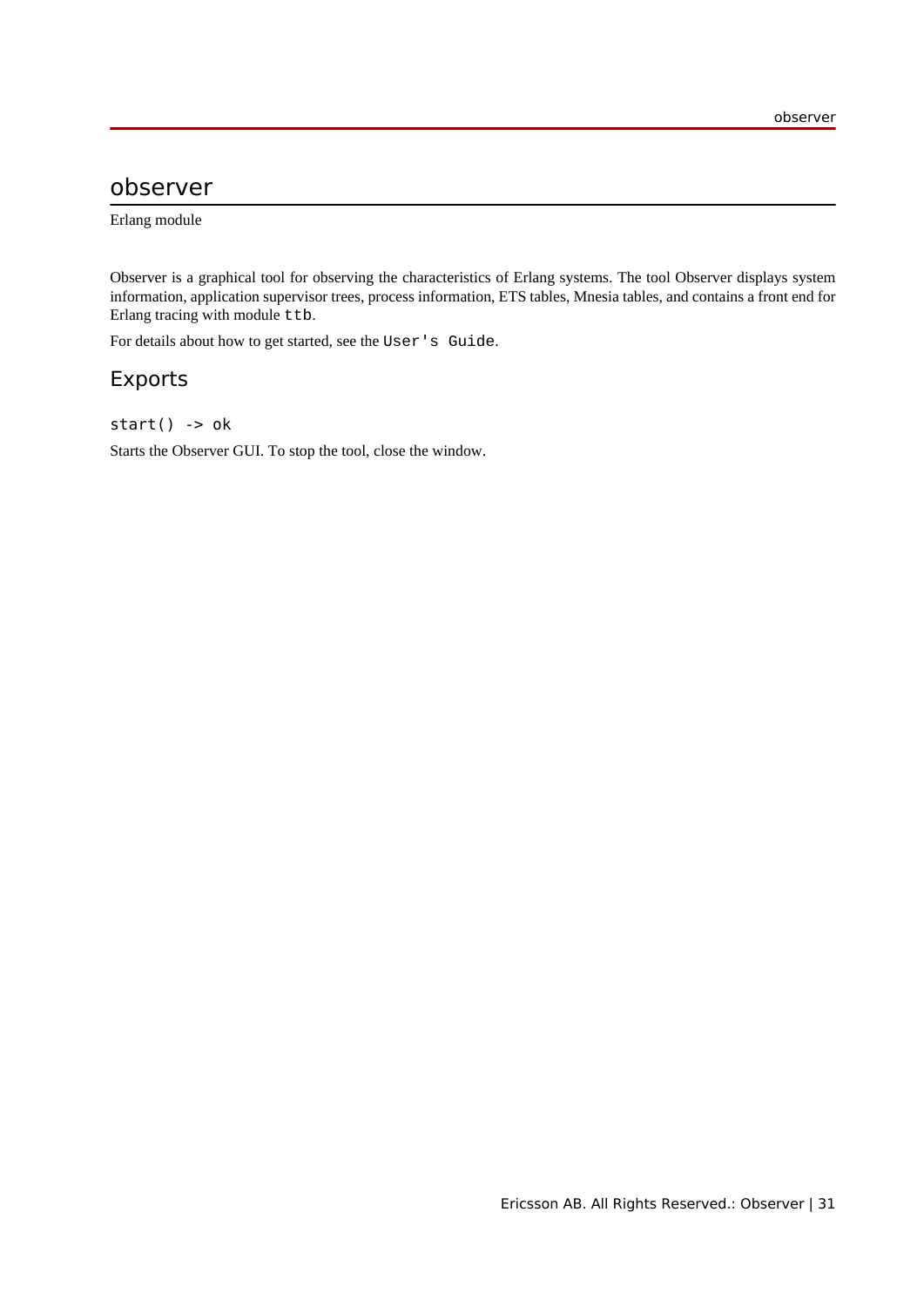# observer

Erlang module

Observer is a graphical tool for observing the characteristics of Erlang systems. The tool Observer displays system information, application supervisor trees, process information, ETS tables, Mnesia tables, and contains a front end for Erlang tracing with module `ttb`.

For details about how to get started, see the `User's Guide`.

## Exports

```
start() -> ok
```

Starts the Observer GUI. To stop the tool, close the window.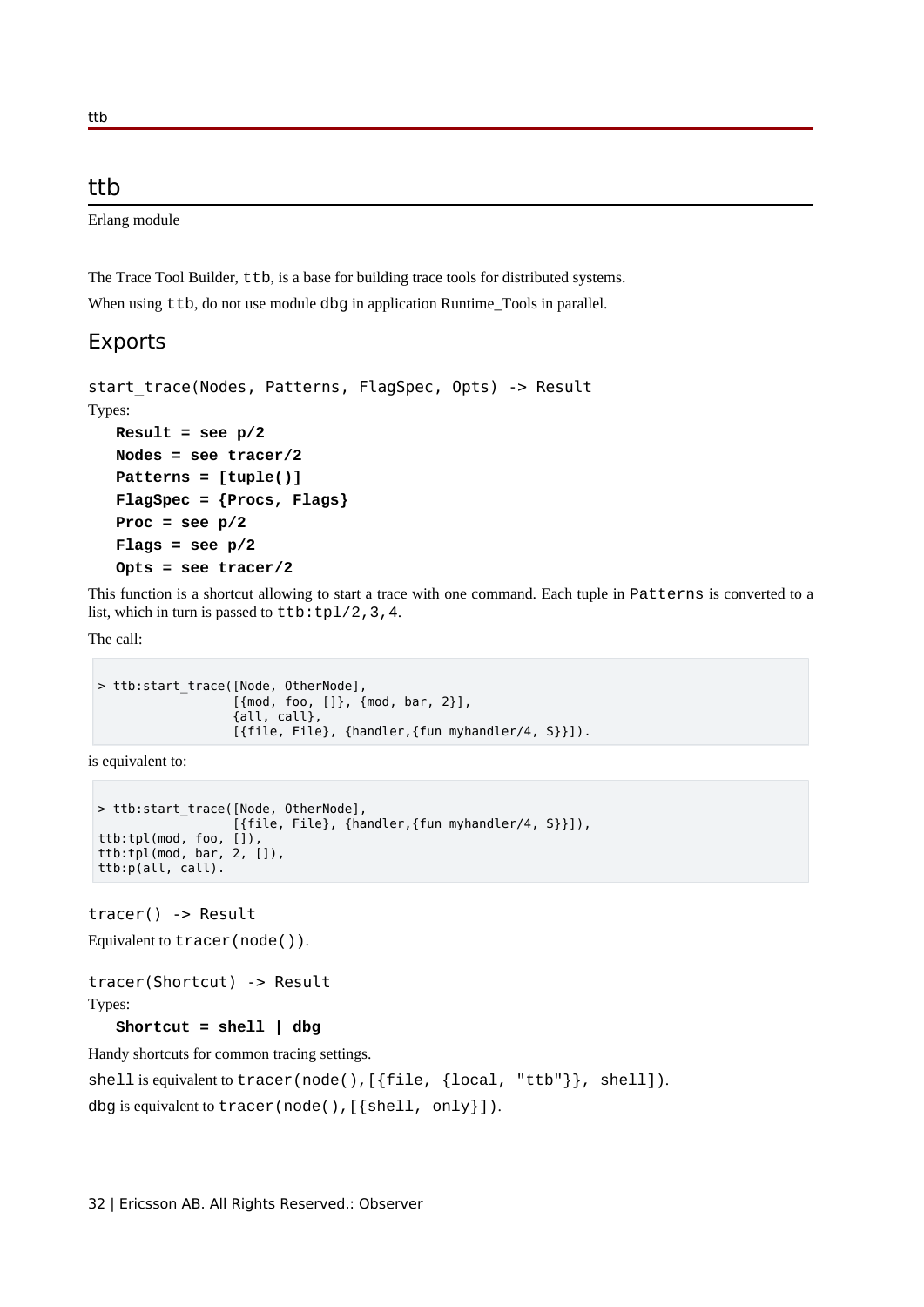# ttb

Erlang module

The Trace Tool Builder, `ttb`, is a base for building trace tools for distributed systems.

When using `ttb`, do not use module `dbg` in application Runtime_Tools in parallel.

## Exports

```
start_trace(Nodes, Patterns, FlagSpec, Opts) -> Result
```

Types:

**Result = see p/2**
**Nodes = see tracer/2**
**Patterns = [tuple()]**
**FlagSpec = {Procs, Flags}**
**Proc = see p/2**
**Flags = see p/2**
**Opts = see tracer/2**

This function is a shortcut allowing to start a trace with one command. Each tuple in `Patterns` is converted to a list, which in turn is passed to `ttb:tpl/2,3,4`.

The call:

```
> ttb:start_trace([Node, OtherNode],
                  [{mod, foo, []}, {mod, bar, 2}],
                  {all, call},
                  [{file, File}, {handler,{fun myhandler/4, S}}]).
```

is equivalent to:

```
> ttb:start_trace([Node, OtherNode],
                  [{file, File}, {handler,{fun myhandler/4, S}}]),
ttb:tpl(mod, foo, []),
ttb:tpl(mod, bar, 2, []),
ttb:p(all, call).
```

```
tracer() -> Result
```

Equivalent to `tracer(node())`.

```
tracer(Shortcut) -> Result
```

Types:

**Shortcut = shell | dbg**

Handy shortcuts for common tracing settings.

`shell` is equivalent to `tracer(node(),[{file, {local, "ttb"}}, shell])`.

`dbg` is equivalent to `tracer(node(),[{shell, only}])`.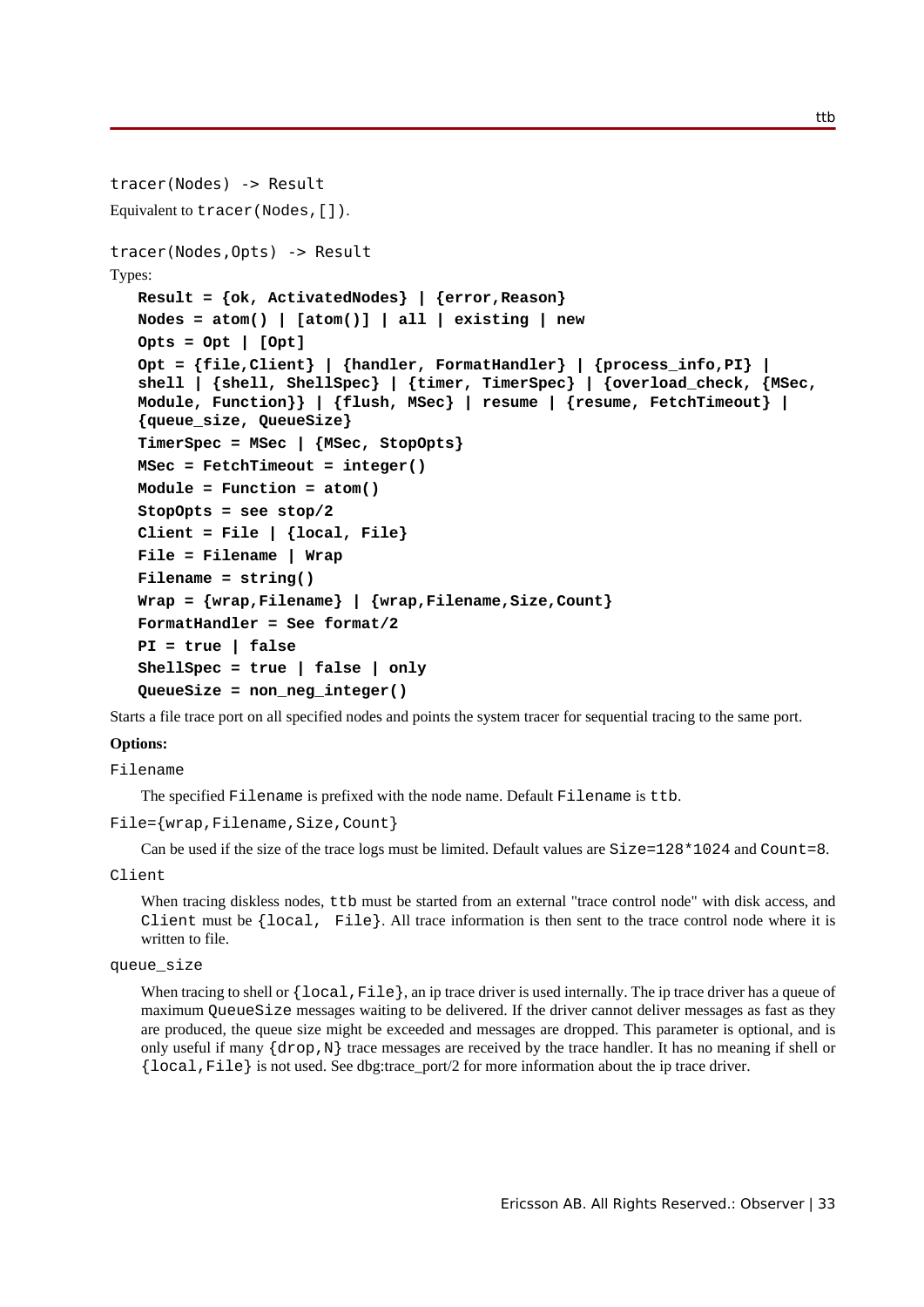```
tracer(Nodes) -> Result
```

Equivalent to `tracer(Nodes,[])`.

```
tracer(Nodes,Opts) -> Result
```

Types:

```
Result = {ok, ActivatedNodes} | {error,Reason}
Nodes = atom() | [atom()] | all | existing | new
Opts = Opt | [Opt]
Opt = {file,Client} | {handler, FormatHandler} | {process_info,PI} |
shell | {shell, ShellSpec} | {timer, TimerSpec} | {overload_check, {MSec,
Module, Function}} | {flush, MSec} | resume | {resume, FetchTimeout} |
{queue_size, QueueSize}
TimerSpec = MSec | {MSec, StopOpts}
MSec = FetchTimeout = integer()
Module = Function = atom()
StopOpts = see stop/2
Client = File | {local, File}
File = Filename | Wrap
Filename = string()
Wrap = {wrap,Filename} | {wrap,Filename,Size,Count}
FormatHandler = See format/2
PI = true | false
ShellSpec = true | false | only
QueueSize = non_neg_integer()
```

Starts a file trace port on all specified nodes and points the system tracer for sequential tracing to the same port.

**Options:**

`Filename`

The specified `Filename` is prefixed with the node name. Default `Filename` is `ttb`.

`File={wrap,Filename,Size,Count}`

Can be used if the size of the trace logs must be limited. Default values are `Size=128*1024` and `Count=8`.

`Client`

When tracing diskless nodes, `ttb` must be started from an external "trace control node" with disk access, and `Client` must be `{local, File}`. All trace information is then sent to the trace control node where it is written to file.

`queue_size`

When tracing to shell or `{local,File}`, an ip trace driver is used internally. The ip trace driver has a queue of maximum `QueueSize` messages waiting to be delivered. If the driver cannot deliver messages as fast as they are produced, the queue size might be exceeded and messages are dropped. This parameter is optional, and is only useful if many `{drop,N}` trace messages are received by the trace handler. It has no meaning if shell or `{local,File}` is not used. See dbg:trace_port/2 for more information about the ip trace driver.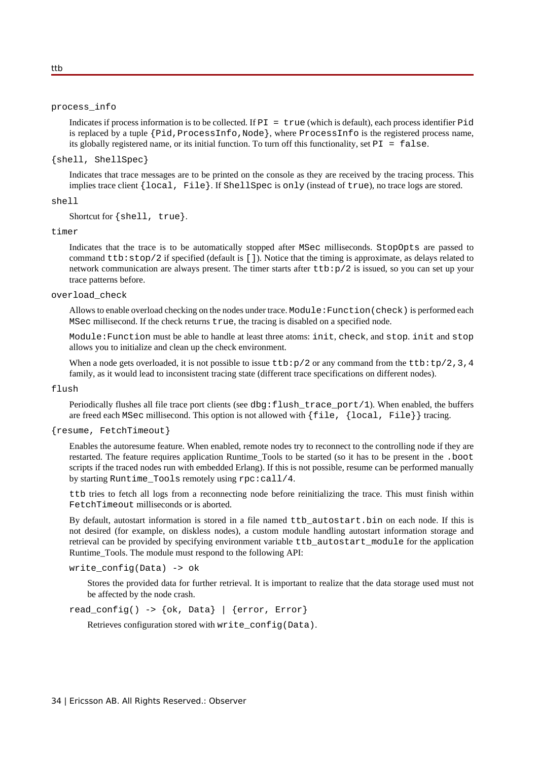`process_info`

Indicates if process information is to be collected. If `PI = true` (which is default), each process identifier `Pid` is replaced by a tuple `{Pid,ProcessInfo,Node}`, where `ProcessInfo` is the registered process name, its globally registered name, or its initial function. To turn off this functionality, set `PI = false`.

`{shell, ShellSpec}`

Indicates that trace messages are to be printed on the console as they are received by the tracing process. This implies trace client `{local, File}`. If `ShellSpec` is `only` (instead of `true`), no trace logs are stored.

`shell`

Shortcut for `{shell, true}`.

`timer`

Indicates that the trace is to be automatically stopped after `MSec` milliseconds. `StopOpts` are passed to command `ttb:stop/2` if specified (default is `[]`). Notice that the timing is approximate, as delays related to network communication are always present. The timer starts after `ttb:p/2` is issued, so you can set up your trace patterns before.

`overload_check`

Allows to enable overload checking on the nodes under trace. `Module:Function(check)` is performed each `MSec` millisecond. If the check returns `true`, the tracing is disabled on a specified node.

`Module:Function` must be able to handle at least three atoms: `init`, `check`, and `stop`. `init` and `stop` allows you to initialize and clean up the check environment.

When a node gets overloaded, it is not possible to issue `ttb:p/2` or any command from the `ttb:tp/2,3,4` family, as it would lead to inconsistent tracing state (different trace specifications on different nodes).

`flush`

Periodically flushes all file trace port clients (see `dbg:flush_trace_port/1`). When enabled, the buffers are freed each `MSec` millisecond. This option is not allowed with `{file, {local, File}}` tracing.

`{resume, FetchTimeout}`

Enables the autoresume feature. When enabled, remote nodes try to reconnect to the controlling node if they are restarted. The feature requires application Runtime_Tools to be started (so it has to be present in the `.boot` scripts if the traced nodes run with embedded Erlang). If this is not possible, resume can be performed manually by starting `Runtime_Tools` remotely using `rpc:call/4`.

`ttb` tries to fetch all logs from a reconnecting node before reinitializing the trace. This must finish within `FetchTimeout` milliseconds or is aborted.

By default, autostart information is stored in a file named `ttb_autostart.bin` on each node. If this is not desired (for example, on diskless nodes), a custom module handling autostart information storage and retrieval can be provided by specifying environment variable `ttb_autostart_module` for the application Runtime_Tools. The module must respond to the following API:

`write_config(Data) -> ok`

Stores the provided data for further retrieval. It is important to realize that the data storage used must not be affected by the node crash.

`read_config() -> {ok, Data} | {error, Error}`

Retrieves configuration stored with `write_config(Data)`.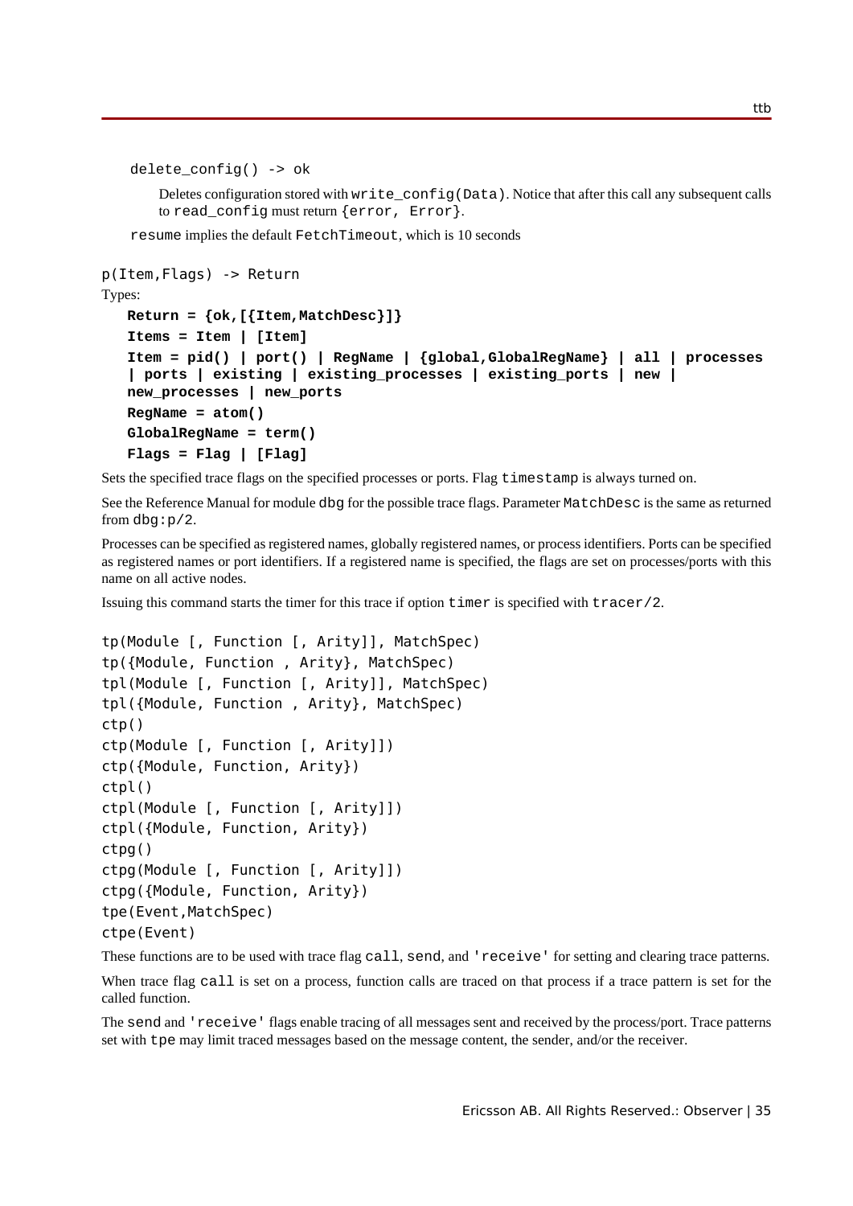```
delete_config() -> ok
```

Deletes configuration stored with `write_config(Data)`. Notice that after this call any subsequent calls to `read_config` must return `{error, Error}`.

`resume` implies the default `FetchTimeout`, which is 10 seconds

```
p(Item,Flags) -> Return
```

Types:

**Return = {ok,[{Item,MatchDesc}]}**
**Items = Item | [Item]**
**Item = pid() | port() | RegName | {global,GlobalRegName} | all | processes | ports | existing | existing_processes | existing_ports | new | new_processes | new_ports**
**RegName = atom()**
**GlobalRegName = term()**
**Flags = Flag | [Flag]**

Sets the specified trace flags on the specified processes or ports. Flag `timestamp` is always turned on.

See the Reference Manual for module `dbg` for the possible trace flags. Parameter `MatchDesc` is the same as returned from `dbg:p/2`.

Processes can be specified as registered names, globally registered names, or process identifiers. Ports can be specified as registered names or port identifiers. If a registered name is specified, the flags are set on processes/ports with this name on all active nodes.

Issuing this command starts the timer for this trace if option `timer` is specified with `tracer/2`.

```
tp(Module [, Function [, Arity]], MatchSpec)
tp({Module, Function , Arity}, MatchSpec)
tpl(Module [, Function [, Arity]], MatchSpec)
tpl({Module, Function , Arity}, MatchSpec)
ctp()
ctp(Module [, Function [, Arity]])
ctp({Module, Function, Arity})
ctpl()
ctpl(Module [, Function [, Arity]])
ctpl({Module, Function, Arity})
ctpg()
ctpg(Module [, Function [, Arity]])
ctpg({Module, Function, Arity})
tpe(Event,MatchSpec)
ctpe(Event)
```

These functions are to be used with trace flag `call`, `send`, and `'receive'` for setting and clearing trace patterns.

When trace flag `call` is set on a process, function calls are traced on that process if a trace pattern is set for the called function.

The `send` and `'receive'` flags enable tracing of all messages sent and received by the process/port. Trace patterns set with `tpe` may limit traced messages based on the message content, the sender, and/or the receiver.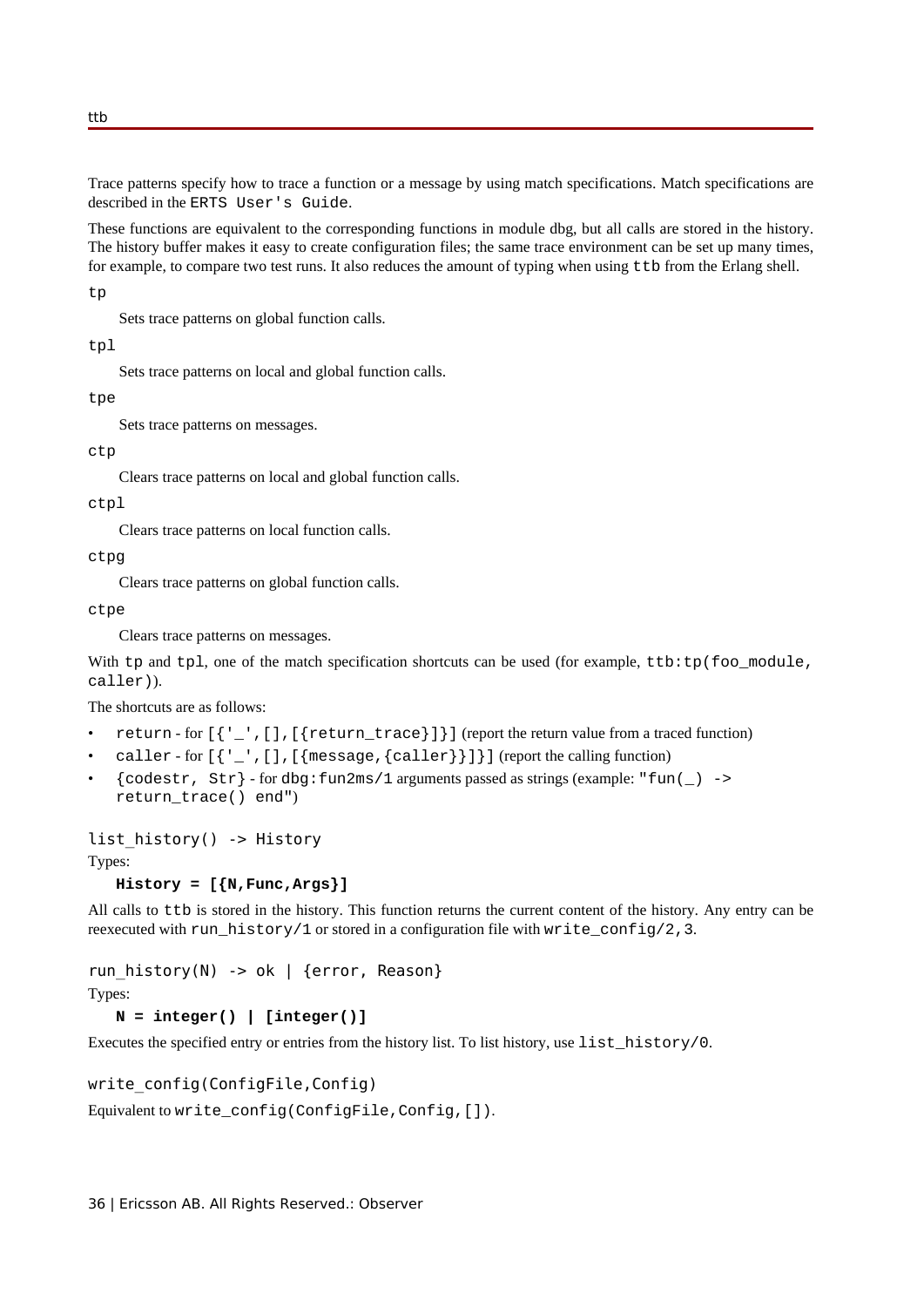Trace patterns specify how to trace a function or a message by using match specifications. Match specifications are described in the `ERTS User's Guide`.

These functions are equivalent to the corresponding functions in module dbg, but all calls are stored in the history. The history buffer makes it easy to create configuration files; the same trace environment can be set up many times, for example, to compare two test runs. It also reduces the amount of typing when using `ttb` from the Erlang shell.

`tp`

Sets trace patterns on global function calls.

`tpl`

Sets trace patterns on local and global function calls.

`tpe`

Sets trace patterns on messages.

`ctp`

Clears trace patterns on local and global function calls.

`ctpl`

Clears trace patterns on local function calls.

`ctpg`

Clears trace patterns on global function calls.

`ctpe`

Clears trace patterns on messages.

With `tp` and `tpl`, one of the match specification shortcuts can be used (for example, `ttb:tp(foo_module, caller)`).

The shortcuts are as follows:

- `return` - for `[{'_',[],[{return_trace}]}]` (report the return value from a traced function)
- `caller` - for `[{'_',[],[{message,{caller}}]}]` (report the calling function)
- `{codestr, Str}` - for `dbg:fun2ms/1` arguments passed as strings (example: `"fun(_) -> return_trace() end"`)

```
list_history() -> History
```

Types:

**`History = [{N,Func,Args}]`**

All calls to `ttb` is stored in the history. This function returns the current content of the history. Any entry can be reexecuted with `run_history/1` or stored in a configuration file with `write_config/2,3`.

```
run_history(N) -> ok | {error, Reason}
```

Types:

**`N = integer() | [integer()]`**

Executes the specified entry or entries from the history list. To list history, use `list_history/0`.

```
write_config(ConfigFile,Config)
```

Equivalent to `write_config(ConfigFile,Config,[])`.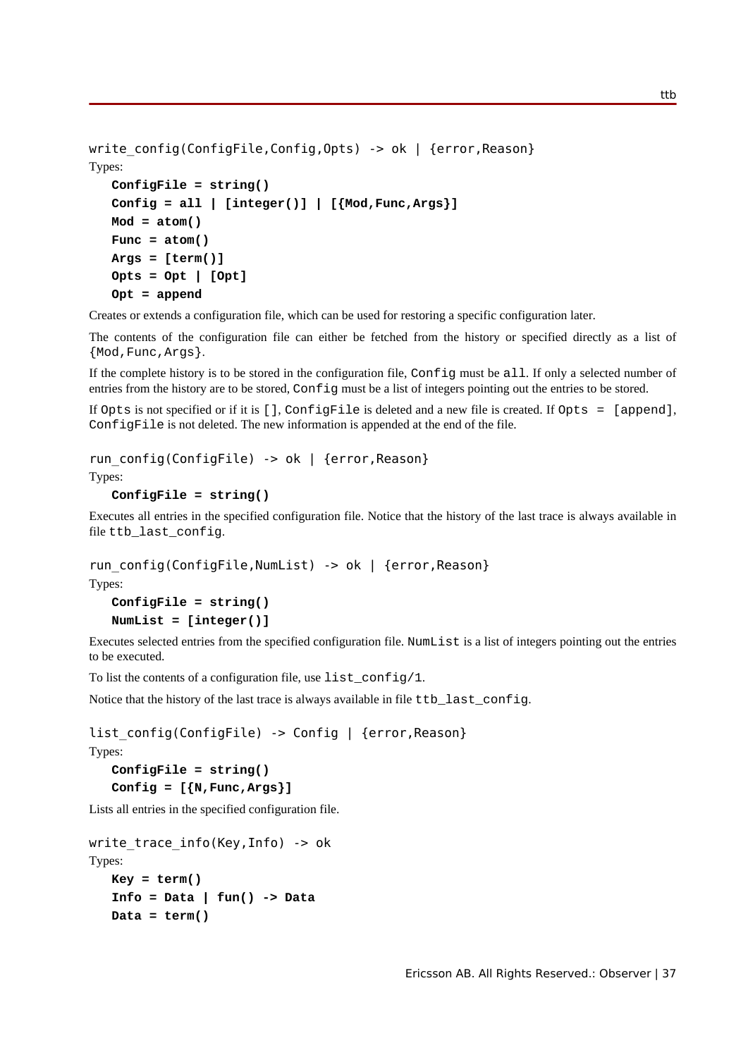```
write_config(ConfigFile,Config,Opts) -> ok | {error,Reason}
```

Types:

**ConfigFile = string()**
**Config = all | [integer()] | [{Mod,Func,Args}]**
**Mod = atom()**
**Func = atom()**
**Args = [term()]**
**Opts = Opt | [Opt]**
**Opt = append**

Creates or extends a configuration file, which can be used for restoring a specific configuration later.

The contents of the configuration file can either be fetched from the history or specified directly as a list of `{Mod,Func,Args}`.

If the complete history is to be stored in the configuration file, `Config` must be `all`. If only a selected number of entries from the history are to be stored, `Config` must be a list of integers pointing out the entries to be stored.

If `Opts` is not specified or if it is `[]`, `ConfigFile` is deleted and a new file is created. If `Opts = [append]`, `ConfigFile` is not deleted. The new information is appended at the end of the file.

```
run_config(ConfigFile) -> ok | {error,Reason}
```

Types:

**ConfigFile = string()**

Executes all entries in the specified configuration file. Notice that the history of the last trace is always available in file `ttb_last_config`.

```
run_config(ConfigFile,NumList) -> ok | {error,Reason}
```

Types:

**ConfigFile = string()**
**NumList = [integer()]**

Executes selected entries from the specified configuration file. `NumList` is a list of integers pointing out the entries to be executed.

To list the contents of a configuration file, use `list_config/1`.

Notice that the history of the last trace is always available in file `ttb_last_config`.

```
list_config(ConfigFile) -> Config | {error,Reason}
```

Types:

**ConfigFile = string()**
**Config = [{N,Func,Args}]**

Lists all entries in the specified configuration file.

```
write_trace_info(Key,Info) -> ok
```

Types:

**Key = term()**
**Info = Data | fun() -> Data**
**Data = term()**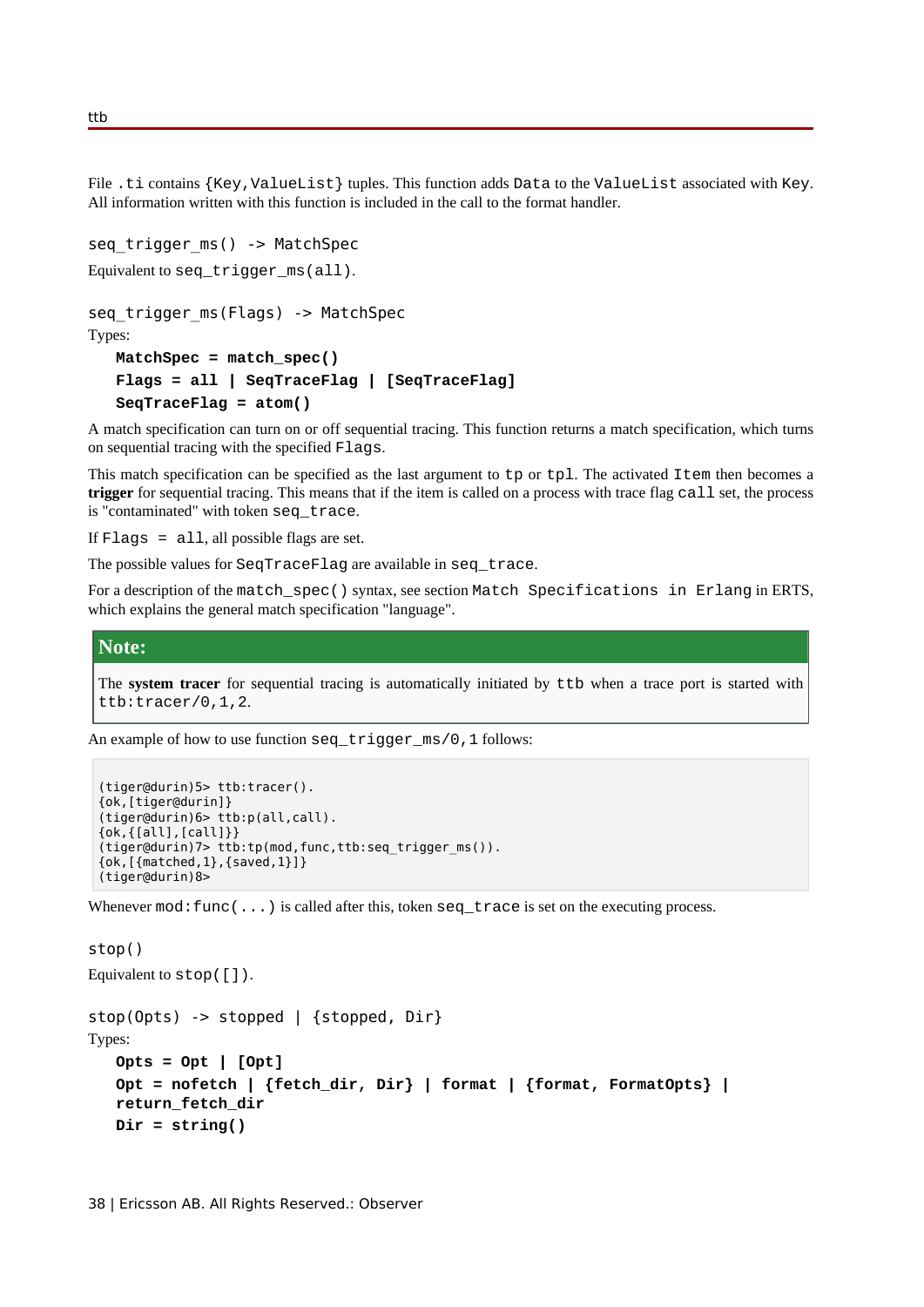File `.ti` contains `{Key,ValueList}` tuples. This function adds `Data` to the `ValueList` associated with `Key`. All information written with this function is included in the call to the format handler.

`seq_trigger_ms() -> MatchSpec`

Equivalent to `seq_trigger_ms(all)`.

`seq_trigger_ms(Flags) -> MatchSpec`

Types:

**`MatchSpec = match_spec()`**
**`Flags = all | SeqTraceFlag | [SeqTraceFlag]`**
**`SeqTraceFlag = atom()`**

A match specification can turn on or off sequential tracing. This function returns a match specification, which turns on sequential tracing with the specified `Flags`.

This match specification can be specified as the last argument to `tp` or `tpl`. The activated `Item` then becomes a **trigger** for sequential tracing. This means that if the item is called on a process with trace flag `call` set, the process is "contaminated" with token `seq_trace`.

If `Flags = all`, all possible flags are set.

The possible values for `SeqTraceFlag` are available in `seq_trace`.

For a description of the `match_spec()` syntax, see section `Match Specifications in Erlang` in ERTS, which explains the general match specification "language".

> **Note:**
>
> The **system tracer** for sequential tracing is automatically initiated by `ttb` when a trace port is started with `ttb:tracer/0,1,2`.

An example of how to use function `seq_trigger_ms/0,1` follows:

```
(tiger@durin)5> ttb:tracer().
{ok,[tiger@durin]}
(tiger@durin)6> ttb:p(all,call).
{ok,{[all],[call]}}
(tiger@durin)7> ttb:tp(mod,func,ttb:seq_trigger_ms()).
{ok,[{matched,1},{saved,1}]}
(tiger@durin)8>
```

Whenever `mod:func(...)` is called after this, token `seq_trace` is set on the executing process.

`stop()`

Equivalent to `stop([])`.

`stop(Opts) -> stopped | {stopped, Dir}`

Types:

**`Opts = Opt | [Opt]`**
**`Opt = nofetch | {fetch_dir, Dir} | format | {format, FormatOpts} | return_fetch_dir`**
**`Dir = string()`**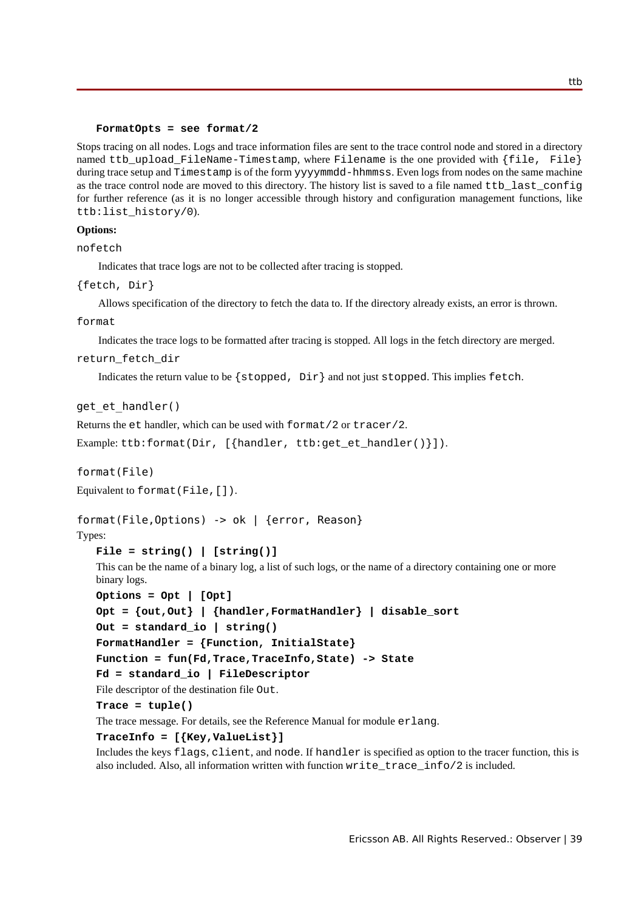**FormatOpts = see format/2**

Stops tracing on all nodes. Logs and trace information files are sent to the trace control node and stored in a directory named `ttb_upload_FileName-Timestamp`, where `Filename` is the one provided with `{file, File}` during trace setup and `Timestamp` is of the form `yyyymmdd-hhmmss`. Even logs from nodes on the same machine as the trace control node are moved to this directory. The history list is saved to a file named `ttb_last_config` for further reference (as it is no longer accessible through history and configuration management functions, like `ttb:list_history/0`).

**Options:**

`nofetch`

Indicates that trace logs are not to be collected after tracing is stopped.

`{fetch, Dir}`

Allows specification of the directory to fetch the data to. If the directory already exists, an error is thrown.

`format`

Indicates the trace logs to be formatted after tracing is stopped. All logs in the fetch directory are merged.

`return_fetch_dir`

Indicates the return value to be `{stopped, Dir}` and not just `stopped`. This implies `fetch`.

`get_et_handler()`

Returns the `et` handler, which can be used with `format/2` or `tracer/2`.

Example: `ttb:format(Dir, [{handler, ttb:get_et_handler()}])`.

`format(File)`

Equivalent to `format(File,[])`.

`format(File,Options) -> ok | {error, Reason}`

Types:

**File = string() | [string()]**

This can be the name of a binary log, a list of such logs, or the name of a directory containing one or more binary logs.

**Options = Opt | [Opt]**

**Opt = {out,Out} | {handler,FormatHandler} | disable_sort**

**Out = standard_io | string()**

**FormatHandler = {Function, InitialState}**

**Function = fun(Fd,Trace,TraceInfo,State) -> State**

**Fd = standard_io | FileDescriptor**

File descriptor of the destination file `Out`.

**Trace = tuple()**

The trace message. For details, see the Reference Manual for module `erlang`.

**TraceInfo = [{Key,ValueList}]**

Includes the keys `flags`, `client`, and `node`. If `handler` is specified as option to the tracer function, this is also included. Also, all information written with function `write_trace_info/2` is included.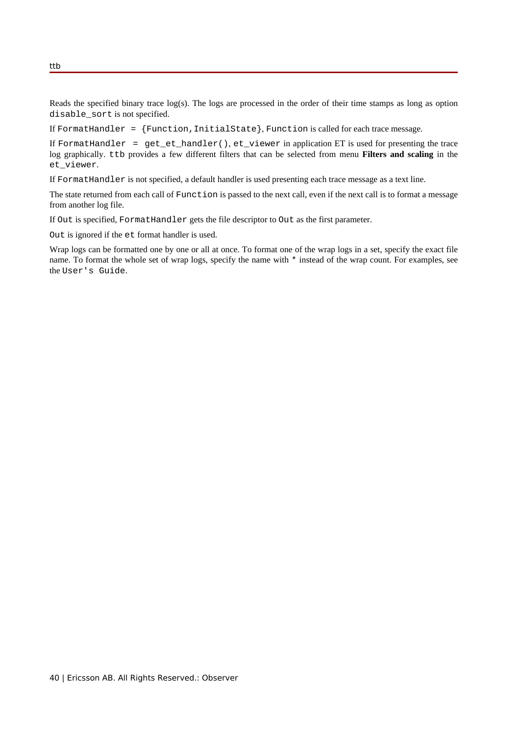Reads the specified binary trace log(s). The logs are processed in the order of their time stamps as long as option `disable_sort` is not specified.

If `FormatHandler = {Function,InitialState}`, `Function` is called for each trace message.

If `FormatHandler = get_et_handler()`, `et_viewer` in application ET is used for presenting the trace log graphically. `ttb` provides a few different filters that can be selected from menu **Filters and scaling** in the `et_viewer`.

If `FormatHandler` is not specified, a default handler is used presenting each trace message as a text line.

The state returned from each call of `Function` is passed to the next call, even if the next call is to format a message from another log file.

If `Out` is specified, `FormatHandler` gets the file descriptor to `Out` as the first parameter.

`Out` is ignored if the `et` format handler is used.

Wrap logs can be formatted one by one or all at once. To format one of the wrap logs in a set, specify the exact file name. To format the whole set of wrap logs, specify the name with `*` instead of the wrap count. For examples, see the `User's Guide`.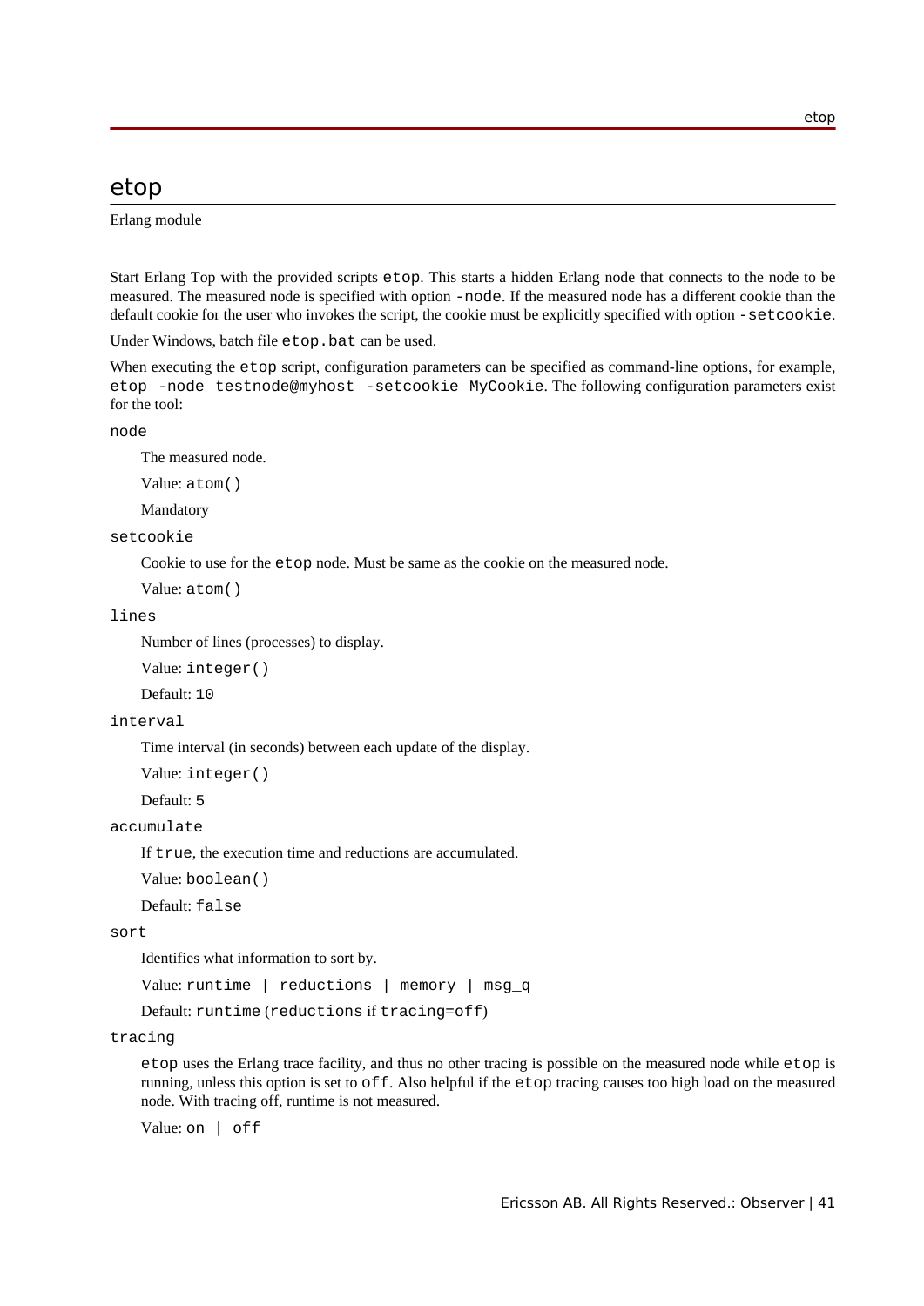# etop

Erlang module

Start Erlang Top with the provided scripts `etop`. This starts a hidden Erlang node that connects to the node to be measured. The measured node is specified with option `-node`. If the measured node has a different cookie than the default cookie for the user who invokes the script, the cookie must be explicitly specified with option `-setcookie`.

Under Windows, batch file `etop.bat` can be used.

When executing the `etop` script, configuration parameters can be specified as command-line options, for example, `etop -node testnode@myhost -setcookie MyCookie`. The following configuration parameters exist for the tool:

`node`

The measured node.

Value: `atom()`

Mandatory

`setcookie`

Cookie to use for the `etop` node. Must be same as the cookie on the measured node.

Value: `atom()`

`lines`

Number of lines (processes) to display.

Value: `integer()`

Default: `10`

`interval`

Time interval (in seconds) between each update of the display.

Value: `integer()`

Default: `5`

`accumulate`

If `true`, the execution time and reductions are accumulated.

Value: `boolean()`

Default: `false`

`sort`

Identifies what information to sort by.

Value: `runtime | reductions | memory | msg_q`

Default: `runtime` (`reductions` if `tracing=off`)

`tracing`

`etop` uses the Erlang trace facility, and thus no other tracing is possible on the measured node while `etop` is running, unless this option is set to `off`. Also helpful if the `etop` tracing causes too high load on the measured node. With tracing off, runtime is not measured.

Value: `on | off`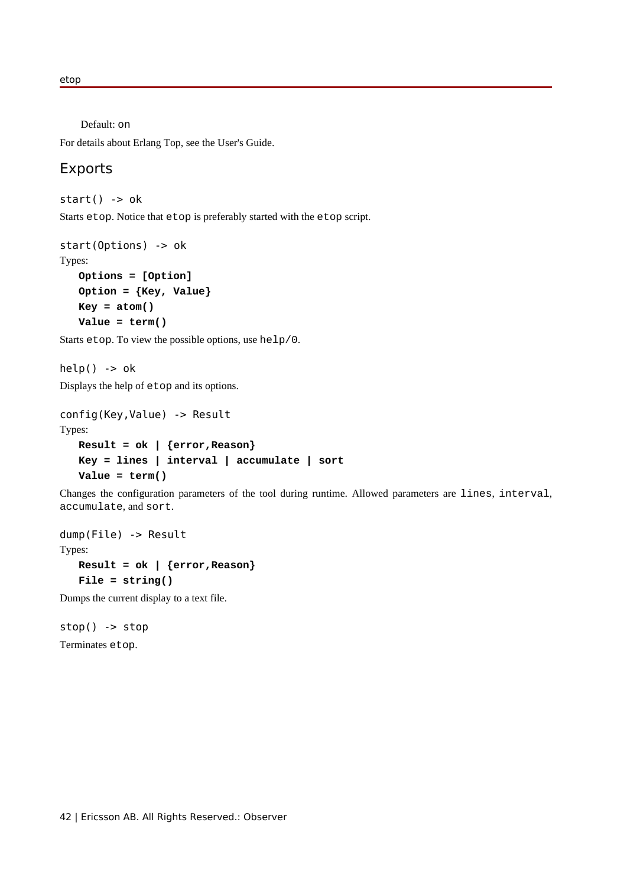Default: `on`

For details about Erlang Top, see the User's Guide.

## Exports

`start() -> ok`

Starts `etop`. Notice that `etop` is preferably started with the `etop` script.

`start(Options) -> ok`

Types:

```
Options = [Option]
Option = {Key, Value}
Key = atom()
Value = term()
```

Starts `etop`. To view the possible options, use `help/0`.

`help() -> ok`

Displays the help of `etop` and its options.

`config(Key,Value) -> Result`

Types:

```
Result = ok | {error,Reason}
Key = lines | interval | accumulate | sort
Value = term()
```

Changes the configuration parameters of the tool during runtime. Allowed parameters are `lines`, `interval`, `accumulate`, and `sort`.

`dump(File) -> Result`

Types:

```
Result = ok | {error,Reason}
File = string()
```

Dumps the current display to a text file.

`stop() -> stop`

Terminates `etop`.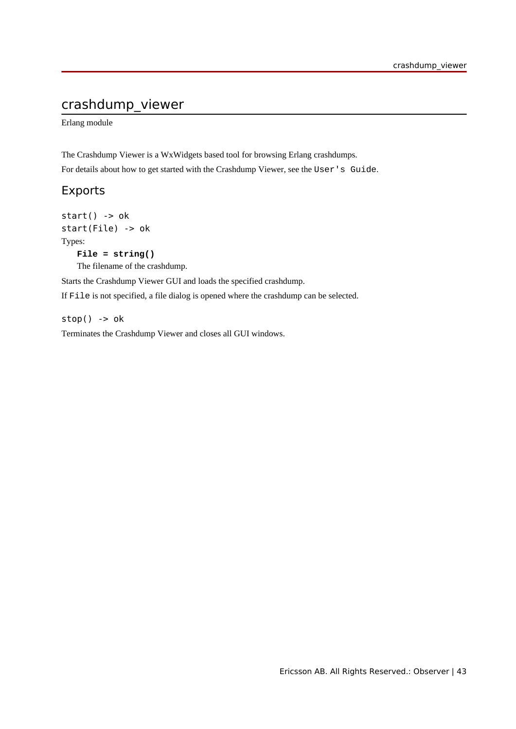# crashdump_viewer

Erlang module

The Crashdump Viewer is a WxWidgets based tool for browsing Erlang crashdumps.

For details about how to get started with the Crashdump Viewer, see the `User's Guide`.

## Exports

```
start() -> ok
start(File) -> ok
```

Types:

**`File = string()`**

The filename of the crashdump.

Starts the Crashdump Viewer GUI and loads the specified crashdump.

If `File` is not specified, a file dialog is opened where the crashdump can be selected.

```
stop() -> ok
```

Terminates the Crashdump Viewer and closes all GUI windows.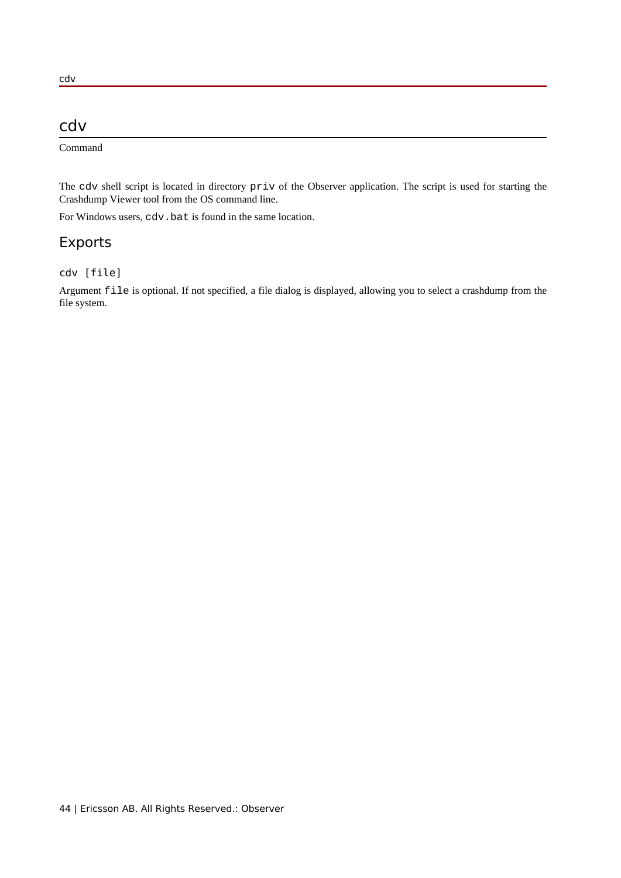# cdv

Command

The `cdv` shell script is located in directory `priv` of the Observer application. The script is used for starting the Crashdump Viewer tool from the OS command line.

For Windows users, `cdv.bat` is found in the same location.

## Exports

```
cdv [file]
```

Argument `file` is optional. If not specified, a file dialog is displayed, allowing you to select a crashdump from the file system.